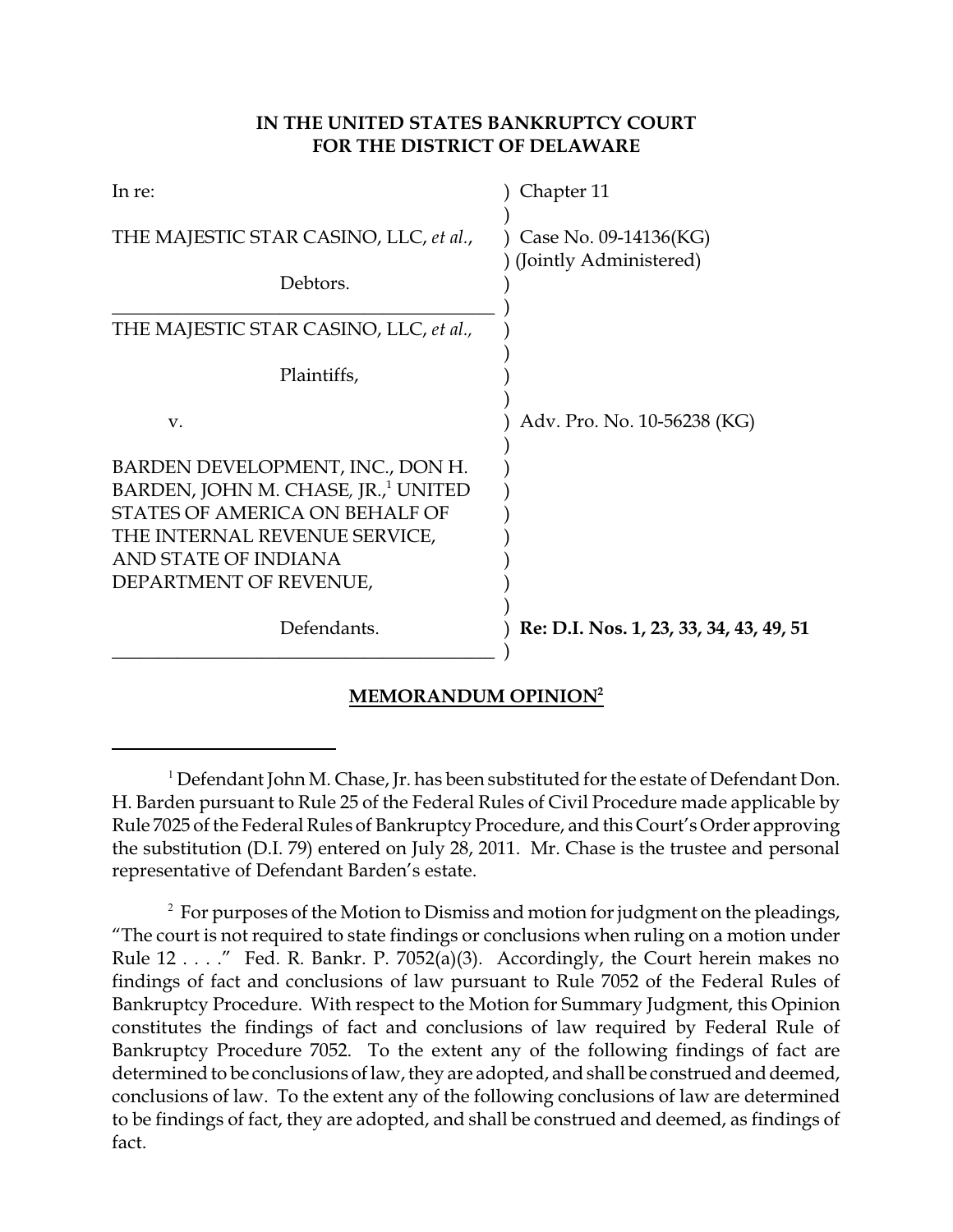**IN THE UNITED STATES BANKRUPTCY COURT**
**FOR THE DISTRICT OF DELAWARE**

| | |
|---|---|
| In re: | ) Chapter 11 |
| THE MAJESTIC STAR CASINO, LLC, *et al.*, | ) Case No. 09-14136(KG) |
| | ) (Jointly Administered) |
| Debtors. | ) |
| THE MAJESTIC STAR CASINO, LLC, *et al.*, | ) |
| Plaintiffs, | ) |
| v. | ) Adv. Pro. No. 10-56238 (KG) |
| BARDEN DEVELOPMENT, INC., DON H. BARDEN, JOHN M. CHASE, JR.,[1] UNITED STATES OF AMERICA ON BEHALF OF THE INTERNAL REVENUE SERVICE, AND STATE OF INDIANA DEPARTMENT OF REVENUE, | ) |
| Defendants. | ) **Re: D.I. Nos. 1, 23, 33, 34, 43, 49, 51** |

## MEMORANDUM OPINION[2]

[1] Defendant John M. Chase, Jr. has been substituted for the estate of Defendant Don. H. Barden pursuant to Rule 25 of the Federal Rules of Civil Procedure made applicable by Rule 7025 of the Federal Rules of Bankruptcy Procedure, and this Court's Order approving the substitution (D.I. 79) entered on July 28, 2011. Mr. Chase is the trustee and personal representative of Defendant Barden's estate.

[2] For purposes of the Motion to Dismiss and motion for judgment on the pleadings, "The court is not required to state findings or conclusions when ruling on a motion under Rule 12 . . . ." Fed. R. Bankr. P. 7052(a)(3). Accordingly, the Court herein makes no findings of fact and conclusions of law pursuant to Rule 7052 of the Federal Rules of Bankruptcy Procedure. With respect to the Motion for Summary Judgment, this Opinion constitutes the findings of fact and conclusions of law required by Federal Rule of Bankruptcy Procedure 7052. To the extent any of the following findings of fact are determined to be conclusions of law, they are adopted, and shall be construed and deemed, conclusions of law. To the extent any of the following conclusions of law are determined to be findings of fact, they are adopted, and shall be construed and deemed, as findings of fact.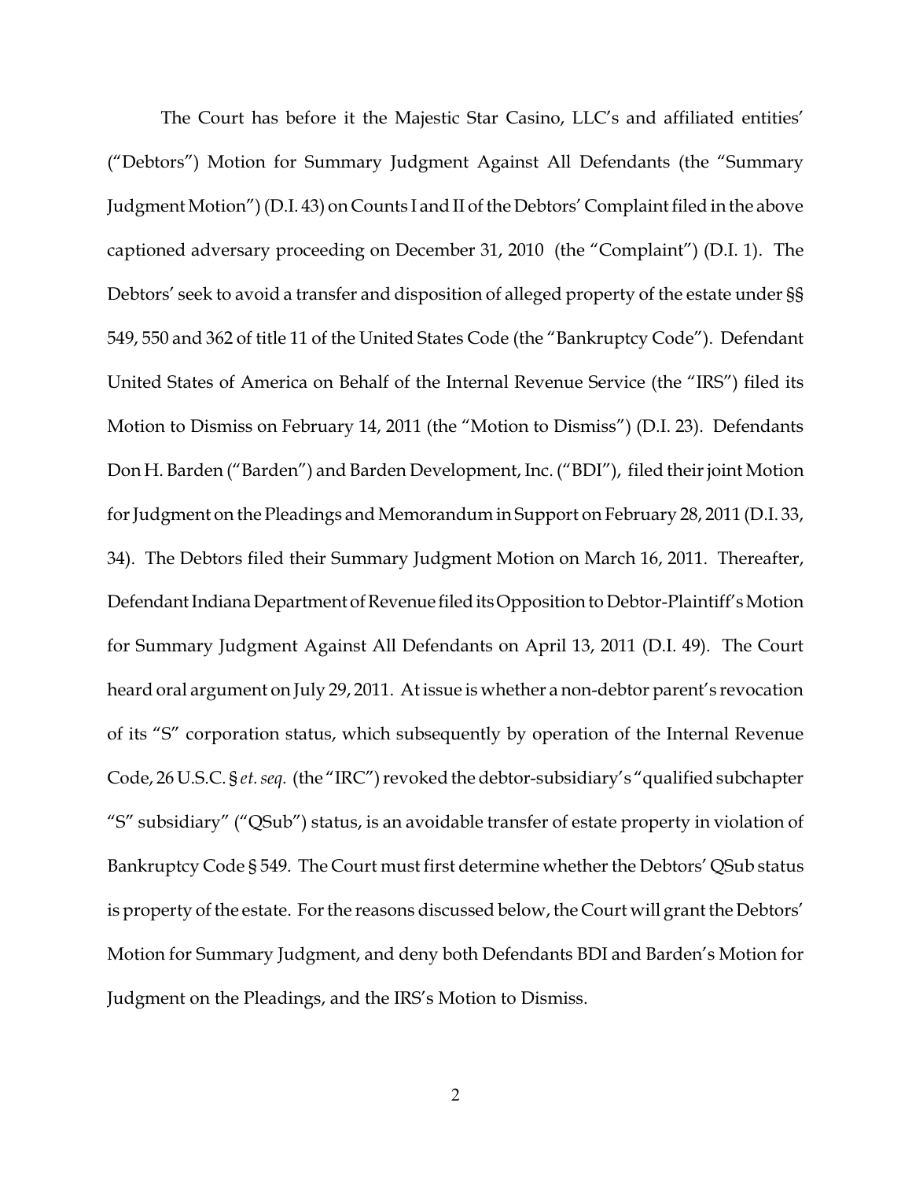The Court has before it the Majestic Star Casino, LLC's and affiliated entities' ("Debtors") Motion for Summary Judgment Against All Defendants (the "Summary Judgment Motion") (D.I. 43) on Counts I and II of the Debtors' Complaint filed in the above captioned adversary proceeding on December 31, 2010 (the "Complaint") (D.I. 1). The Debtors' seek to avoid a transfer and disposition of alleged property of the estate under §§ 549, 550 and 362 of title 11 of the United States Code (the "Bankruptcy Code"). Defendant United States of America on Behalf of the Internal Revenue Service (the "IRS") filed its Motion to Dismiss on February 14, 2011 (the "Motion to Dismiss") (D.I. 23). Defendants Don H. Barden ("Barden") and Barden Development, Inc. ("BDI"), filed their joint Motion for Judgment on the Pleadings and Memorandum in Support on February 28, 2011 (D.I. 33, 34). The Debtors filed their Summary Judgment Motion on March 16, 2011. Thereafter, Defendant Indiana Department of Revenue filed its Opposition to Debtor-Plaintiff's Motion for Summary Judgment Against All Defendants on April 13, 2011 (D.I. 49). The Court heard oral argument on July 29, 2011. At issue is whether a non-debtor parent's revocation of its "S" corporation status, which subsequently by operation of the Internal Revenue Code, 26 U.S.C. § *et. seq.* (the "IRC") revoked the debtor-subsidiary's "qualified subchapter "S" subsidiary" ("QSub") status, is an avoidable transfer of estate property in violation of Bankruptcy Code § 549. The Court must first determine whether the Debtors' QSub status is property of the estate. For the reasons discussed below, the Court will grant the Debtors' Motion for Summary Judgment, and deny both Defendants BDI and Barden's Motion for Judgment on the Pleadings, and the IRS's Motion to Dismiss.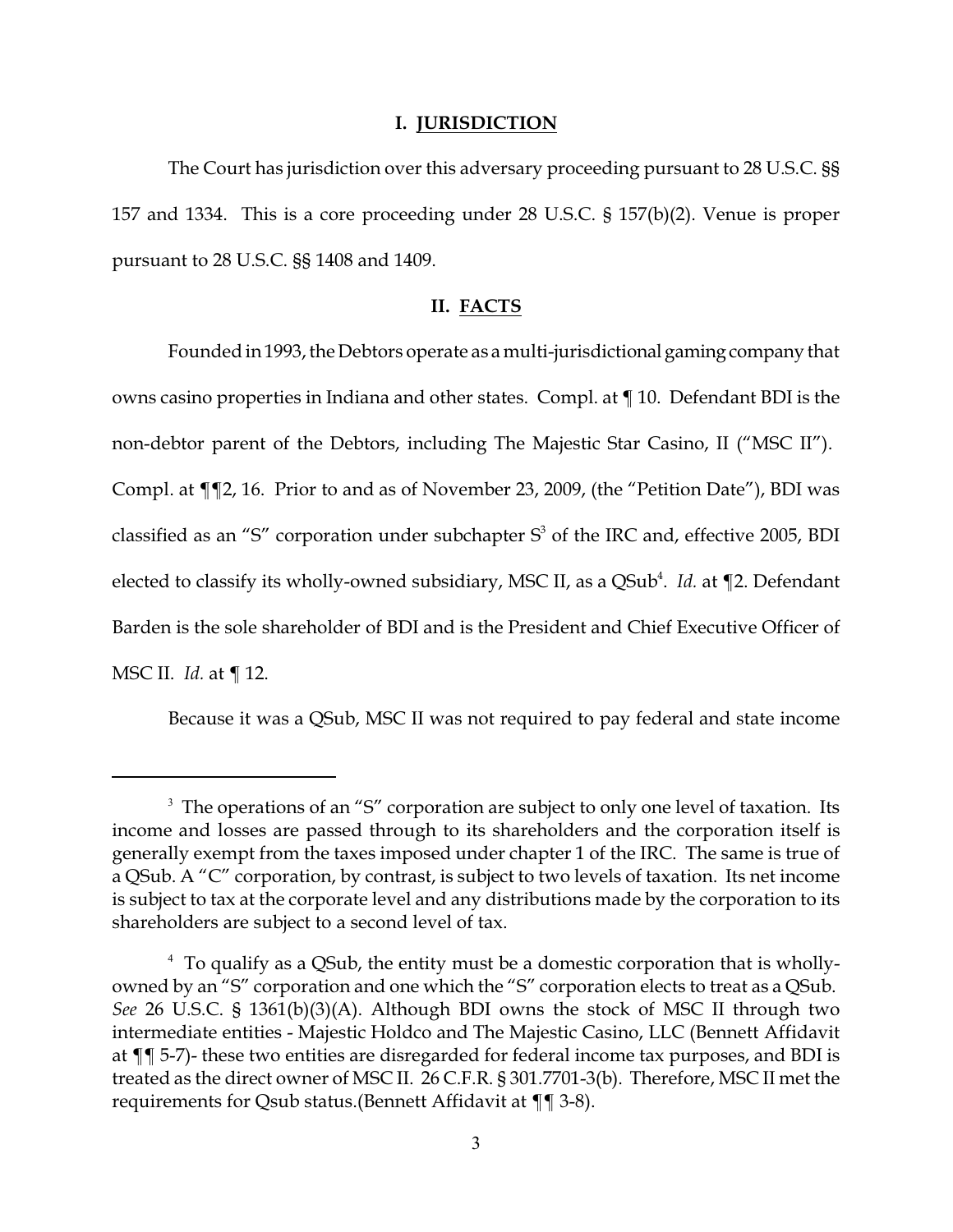## I. JURISDICTION

The Court has jurisdiction over this adversary proceeding pursuant to 28 U.S.C. §§ 157 and 1334. This is a core proceeding under 28 U.S.C. § 157(b)(2). Venue is proper pursuant to 28 U.S.C. §§ 1408 and 1409.

## II. FACTS

Founded in 1993, the Debtors operate as a multi-jurisdictional gaming company that owns casino properties in Indiana and other states. Compl. at ¶ 10. Defendant BDI is the non-debtor parent of the Debtors, including The Majestic Star Casino, II ("MSC II"). Compl. at ¶¶2, 16. Prior to and as of November 23, 2009, (the "Petition Date"), BDI was classified as an "S" corporation under subchapter S[3] of the IRC and, effective 2005, BDI elected to classify its wholly-owned subsidiary, MSC II, as a QSub[4]. *Id.* at ¶2. Defendant Barden is the sole shareholder of BDI and is the President and Chief Executive Officer of MSC II. *Id.* at ¶ 12.

Because it was a QSub, MSC II was not required to pay federal and state income

---

[3] The operations of an "S" corporation are subject to only one level of taxation. Its income and losses are passed through to its shareholders and the corporation itself is generally exempt from the taxes imposed under chapter 1 of the IRC. The same is true of a QSub. A "C" corporation, by contrast, is subject to two levels of taxation. Its net income is subject to tax at the corporate level and any distributions made by the corporation to its shareholders are subject to a second level of tax.

[4] To qualify as a QSub, the entity must be a domestic corporation that is wholly-owned by an "S" corporation and one which the "S" corporation elects to treat as a QSub. *See* 26 U.S.C. § 1361(b)(3)(A). Although BDI owns the stock of MSC II through two intermediate entities - Majestic Holdco and The Majestic Casino, LLC (Bennett Affidavit at ¶¶ 5-7)- these two entities are disregarded for federal income tax purposes, and BDI is treated as the direct owner of MSC II. 26 C.F.R. § 301.7701-3(b). Therefore, MSC II met the requirements for Qsub status.(Bennett Affidavit at ¶¶ 3-8).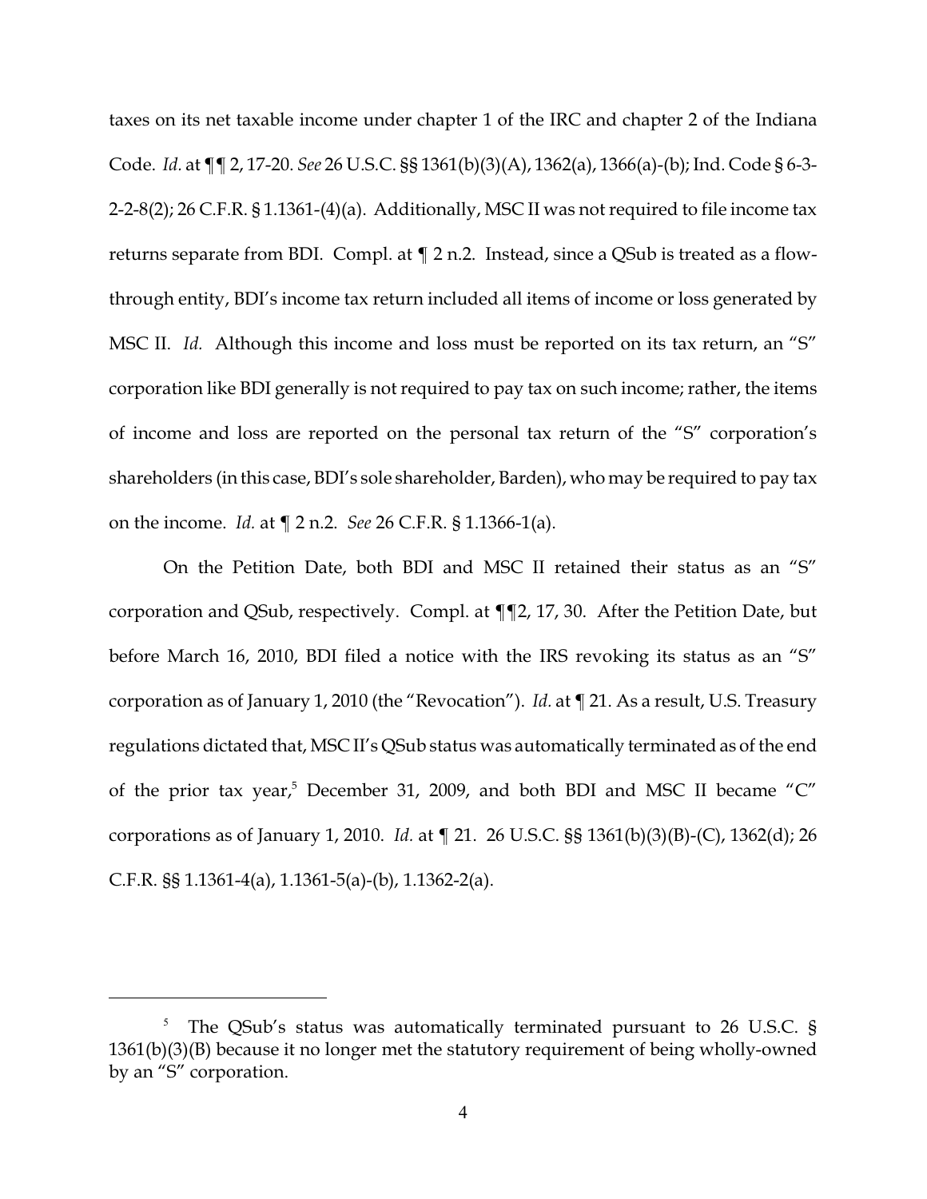taxes on its net taxable income under chapter 1 of the IRC and chapter 2 of the Indiana Code. *Id.* at ¶¶ 2, 17-20. *See* 26 U.S.C. §§ 1361(b)(3)(A), 1362(a), 1366(a)-(b); Ind. Code § 6-3-2-2-8(2); 26 C.F.R. § 1.1361-(4)(a). Additionally, MSC II was not required to file income tax returns separate from BDI. Compl. at ¶ 2 n.2. Instead, since a QSub is treated as a flow-through entity, BDI's income tax return included all items of income or loss generated by MSC II. *Id.* Although this income and loss must be reported on its tax return, an "S" corporation like BDI generally is not required to pay tax on such income; rather, the items of income and loss are reported on the personal tax return of the "S" corporation's shareholders (in this case, BDI's sole shareholder, Barden), who may be required to pay tax on the income. *Id.* at ¶ 2 n.2. *See* 26 C.F.R. § 1.1366-1(a).

On the Petition Date, both BDI and MSC II retained their status as an "S" corporation and QSub, respectively. Compl. at ¶¶2, 17, 30. After the Petition Date, but before March 16, 2010, BDI filed a notice with the IRS revoking its status as an "S" corporation as of January 1, 2010 (the "Revocation"). *Id.* at ¶ 21. As a result, U.S. Treasury regulations dictated that, MSC II's QSub status was automatically terminated as of the end of the prior tax year,[5] December 31, 2009, and both BDI and MSC II became "C" corporations as of January 1, 2010. *Id.* at ¶ 21. 26 U.S.C. §§ 1361(b)(3)(B)-(C), 1362(d); 26 C.F.R. §§ 1.1361-4(a), 1.1361-5(a)-(b), 1.1362-2(a).

---

[5] The QSub's status was automatically terminated pursuant to 26 U.S.C. § 1361(b)(3)(B) because it no longer met the statutory requirement of being wholly-owned by an "S" corporation.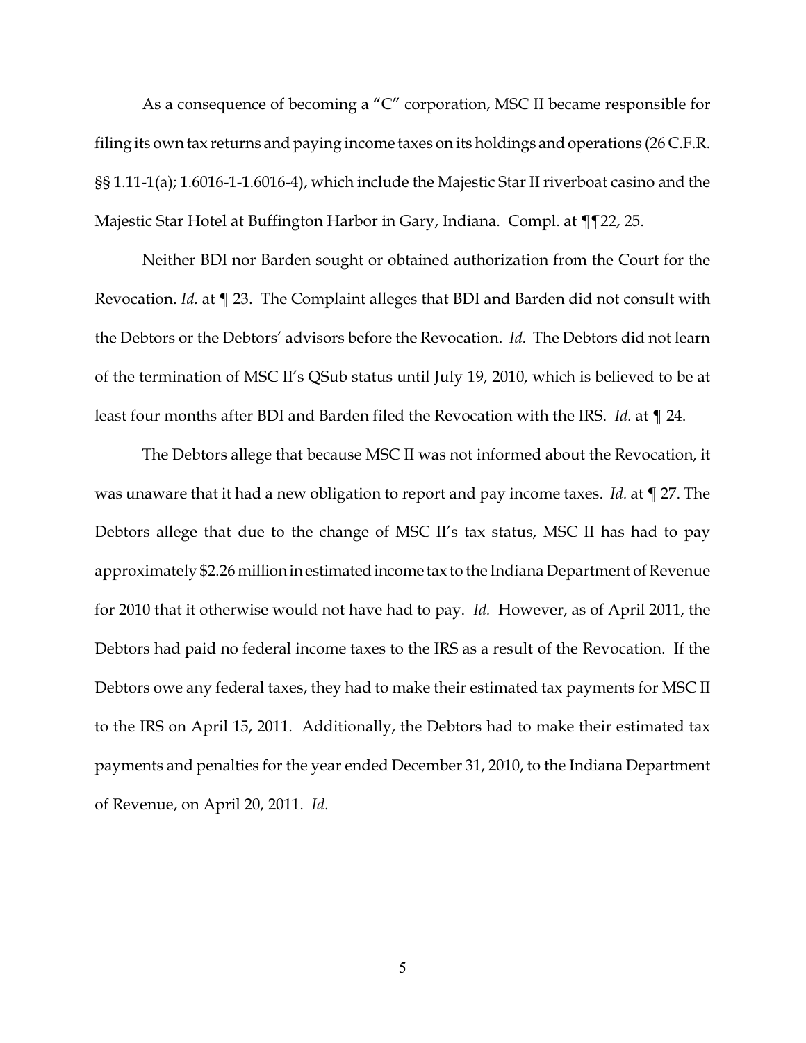As a consequence of becoming a "C" corporation, MSC II became responsible for filing its own tax returns and paying income taxes on its holdings and operations (26 C.F.R. §§ 1.11-1(a); 1.6016-1-1.6016-4), which include the Majestic Star II riverboat casino and the Majestic Star Hotel at Buffington Harbor in Gary, Indiana. Compl. at ¶¶22, 25.

Neither BDI nor Barden sought or obtained authorization from the Court for the Revocation. *Id.* at ¶ 23. The Complaint alleges that BDI and Barden did not consult with the Debtors or the Debtors' advisors before the Revocation. *Id.* The Debtors did not learn of the termination of MSC II's QSub status until July 19, 2010, which is believed to be at least four months after BDI and Barden filed the Revocation with the IRS. *Id.* at ¶ 24.

The Debtors allege that because MSC II was not informed about the Revocation, it was unaware that it had a new obligation to report and pay income taxes. *Id.* at ¶ 27. The Debtors allege that due to the change of MSC II's tax status, MSC II has had to pay approximately $2.26 million in estimated income tax to the Indiana Department of Revenue for 2010 that it otherwise would not have had to pay. *Id.* However, as of April 2011, the Debtors had paid no federal income taxes to the IRS as a result of the Revocation. If the Debtors owe any federal taxes, they had to make their estimated tax payments for MSC II to the IRS on April 15, 2011. Additionally, the Debtors had to make their estimated tax payments and penalties for the year ended December 31, 2010, to the Indiana Department of Revenue, on April 20, 2011. *Id.*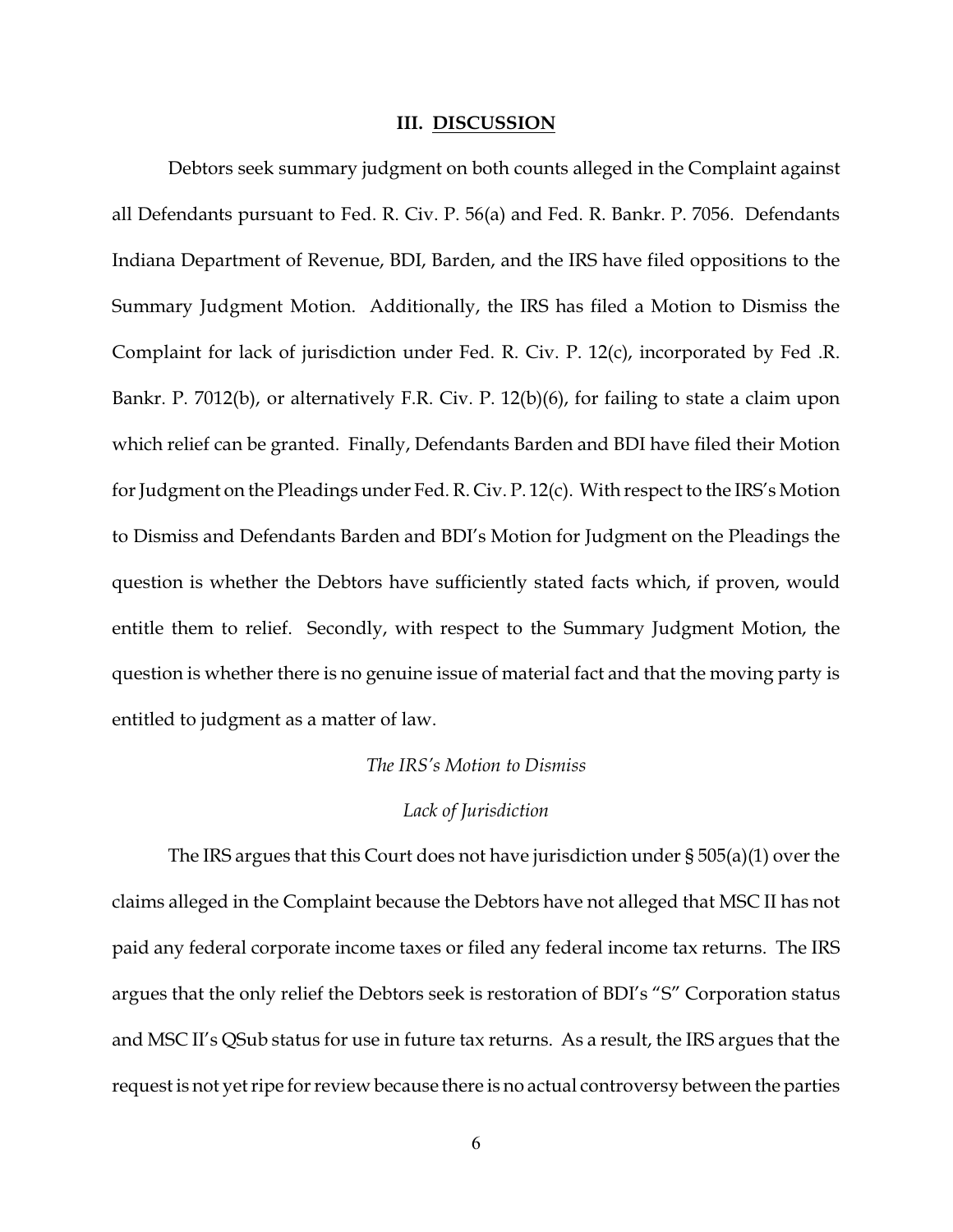## III. DISCUSSION

Debtors seek summary judgment on both counts alleged in the Complaint against all Defendants pursuant to Fed. R. Civ. P. 56(a) and Fed. R. Bankr. P. 7056. Defendants Indiana Department of Revenue, BDI, Barden, and the IRS have filed oppositions to the Summary Judgment Motion. Additionally, the IRS has filed a Motion to Dismiss the Complaint for lack of jurisdiction under Fed. R. Civ. P. 12(c), incorporated by Fed .R. Bankr. P. 7012(b), or alternatively F.R. Civ. P. 12(b)(6), for failing to state a claim upon which relief can be granted. Finally, Defendants Barden and BDI have filed their Motion for Judgment on the Pleadings under Fed. R. Civ. P. 12(c). With respect to the IRS's Motion to Dismiss and Defendants Barden and BDI's Motion for Judgment on the Pleadings the question is whether the Debtors have sufficiently stated facts which, if proven, would entitle them to relief. Secondly, with respect to the Summary Judgment Motion, the question is whether there is no genuine issue of material fact and that the moving party is entitled to judgment as a matter of law.

*The IRS's Motion to Dismiss*

*Lack of Jurisdiction*

The IRS argues that this Court does not have jurisdiction under § 505(a)(1) over the claims alleged in the Complaint because the Debtors have not alleged that MSC II has not paid any federal corporate income taxes or filed any federal income tax returns. The IRS argues that the only relief the Debtors seek is restoration of BDI's "S" Corporation status and MSC II's QSub status for use in future tax returns. As a result, the IRS argues that the request is not yet ripe for review because there is no actual controversy between the parties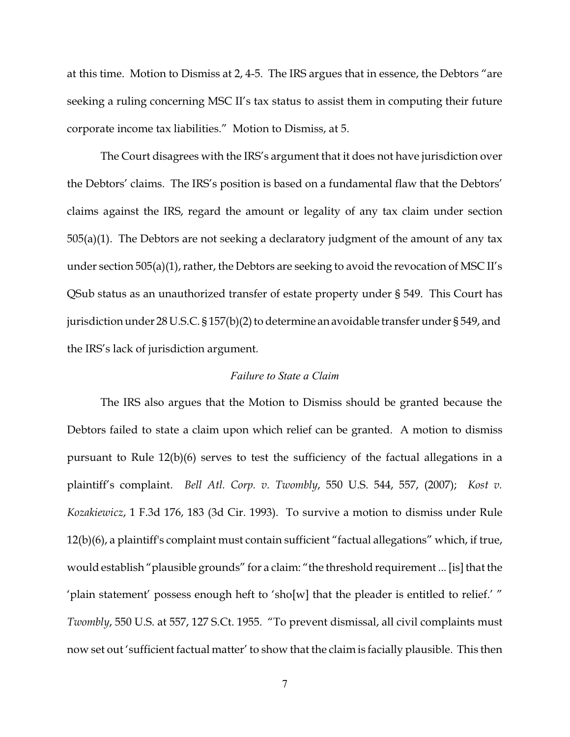at this time. Motion to Dismiss at 2, 4-5. The IRS argues that in essence, the Debtors "are seeking a ruling concerning MSC II's tax status to assist them in computing their future corporate income tax liabilities." Motion to Dismiss, at 5.

The Court disagrees with the IRS's argument that it does not have jurisdiction over the Debtors' claims. The IRS's position is based on a fundamental flaw that the Debtors' claims against the IRS, regard the amount or legality of any tax claim under section 505(a)(1). The Debtors are not seeking a declaratory judgment of the amount of any tax under section 505(a)(1), rather, the Debtors are seeking to avoid the revocation of MSC II's QSub status as an unauthorized transfer of estate property under § 549. This Court has jurisdiction under 28 U.S.C. § 157(b)(2) to determine an avoidable transfer under § 549, and the IRS's lack of jurisdiction argument.

*Failure to State a Claim*

The IRS also argues that the Motion to Dismiss should be granted because the Debtors failed to state a claim upon which relief can be granted. A motion to dismiss pursuant to Rule 12(b)(6) serves to test the sufficiency of the factual allegations in a plaintiff's complaint. *Bell Atl. Corp. v. Twombly*, 550 U.S. 544, 557, (2007); *Kost v. Kozakiewicz*, 1 F.3d 176, 183 (3d Cir. 1993). To survive a motion to dismiss under Rule 12(b)(6), a plaintiff's complaint must contain sufficient "factual allegations" which, if true, would establish "plausible grounds" for a claim: "the threshold requirement ... [is] that the 'plain statement' possess enough heft to 'sho[w] that the pleader is entitled to relief.' " *Twombly*, 550 U.S. at 557, 127 S.Ct. 1955. "To prevent dismissal, all civil complaints must now set out 'sufficient factual matter' to show that the claim is facially plausible. This then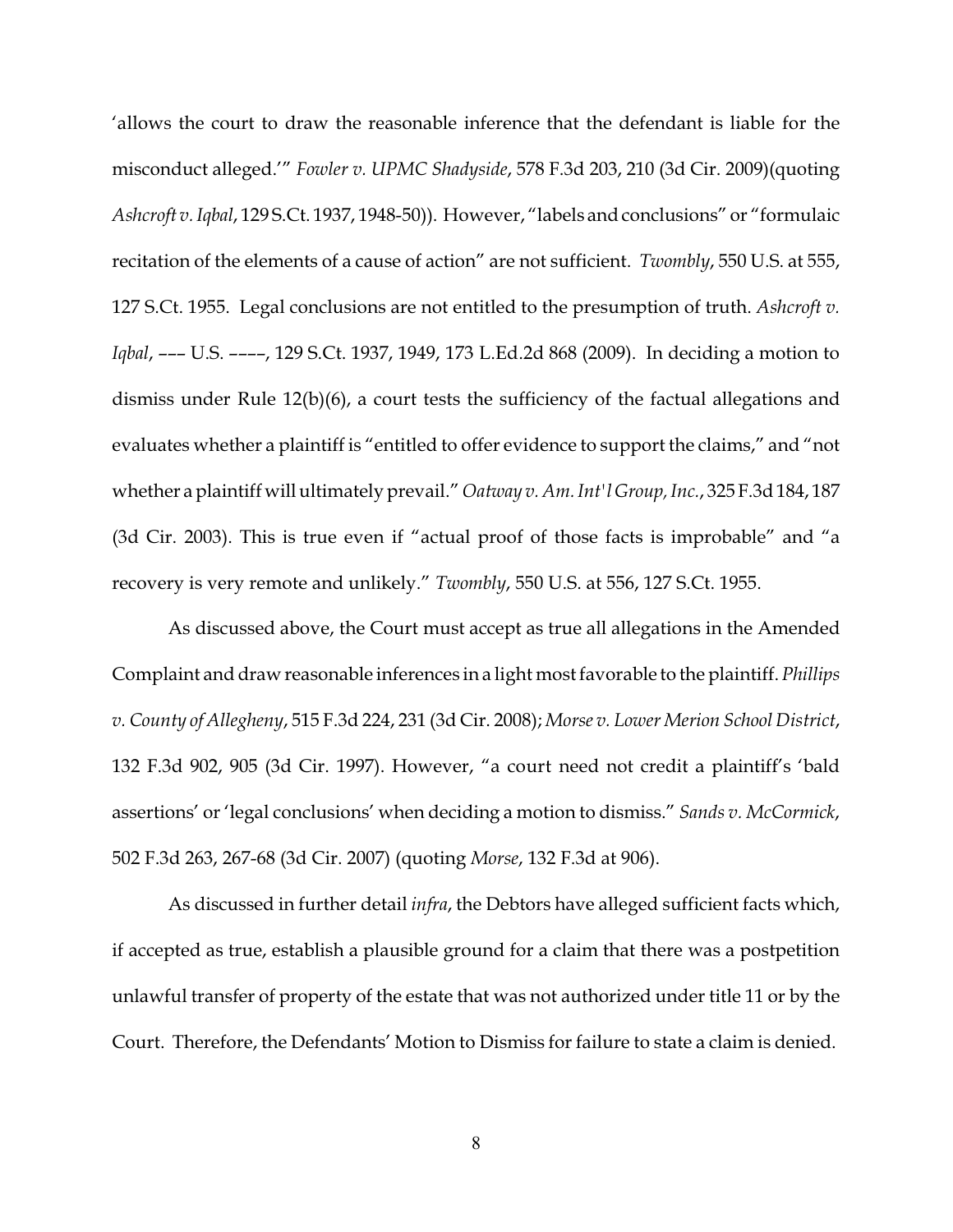'allows the court to draw the reasonable inference that the defendant is liable for the misconduct alleged.'" *Fowler v. UPMC Shadyside*, 578 F.3d 203, 210 (3d Cir. 2009)(quoting *Ashcroft v. Iqbal*, 129 S.Ct. 1937, 1948-50)). However, "labels and conclusions" or "formulaic recitation of the elements of a cause of action" are not sufficient. *Twombly*, 550 U.S. at 555, 127 S.Ct. 1955. Legal conclusions are not entitled to the presumption of truth. *Ashcroft v. Iqbal*, ––– U.S. ––––, 129 S.Ct. 1937, 1949, 173 L.Ed.2d 868 (2009). In deciding a motion to dismiss under Rule 12(b)(6), a court tests the sufficiency of the factual allegations and evaluates whether a plaintiff is "entitled to offer evidence to support the claims," and "not whether a plaintiff will ultimately prevail." *Oatway v. Am. Int'l Group, Inc.*, 325 F.3d 184, 187 (3d Cir. 2003). This is true even if "actual proof of those facts is improbable" and "a recovery is very remote and unlikely." *Twombly*, 550 U.S. at 556, 127 S.Ct. 1955.

As discussed above, the Court must accept as true all allegations in the Amended Complaint and draw reasonable inferences in a light most favorable to the plaintiff. *Phillips v. County of Allegheny*, 515 F.3d 224, 231 (3d Cir. 2008); *Morse v. Lower Merion School District*, 132 F.3d 902, 905 (3d Cir. 1997). However, "a court need not credit a plaintiff's 'bald assertions' or 'legal conclusions' when deciding a motion to dismiss." *Sands v. McCormick*, 502 F.3d 263, 267-68 (3d Cir. 2007) (quoting *Morse*, 132 F.3d at 906).

As discussed in further detail *infra*, the Debtors have alleged sufficient facts which, if accepted as true, establish a plausible ground for a claim that there was a postpetition unlawful transfer of property of the estate that was not authorized under title 11 or by the Court. Therefore, the Defendants' Motion to Dismiss for failure to state a claim is denied.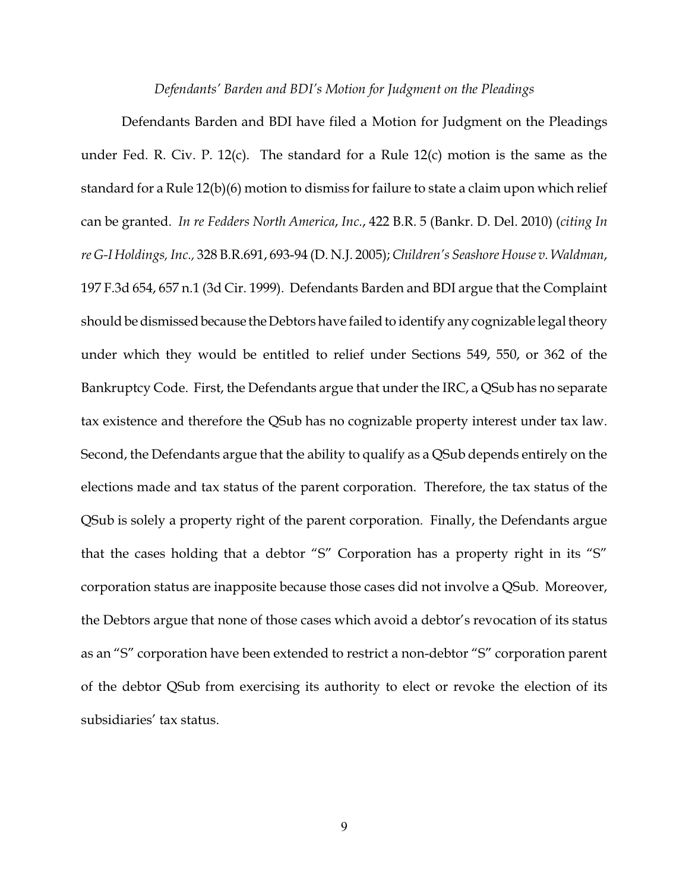*Defendants' Barden and BDI's Motion for Judgment on the Pleadings*

Defendants Barden and BDI have filed a Motion for Judgment on the Pleadings under Fed. R. Civ. P. 12(c). The standard for a Rule 12(c) motion is the same as the standard for a Rule 12(b)(6) motion to dismiss for failure to state a claim upon which relief can be granted. *In re Fedders North America, Inc.*, 422 B.R. 5 (Bankr. D. Del. 2010) (*citing In re G-I Holdings, Inc.,* 328 B.R.691, 693-94 (D. N.J. 2005); *Children's Seashore House v. Waldman*, 197 F.3d 654, 657 n.1 (3d Cir. 1999). Defendants Barden and BDI argue that the Complaint should be dismissed because the Debtors have failed to identify any cognizable legal theory under which they would be entitled to relief under Sections 549, 550, or 362 of the Bankruptcy Code. First, the Defendants argue that under the IRC, a QSub has no separate tax existence and therefore the QSub has no cognizable property interest under tax law. Second, the Defendants argue that the ability to qualify as a QSub depends entirely on the elections made and tax status of the parent corporation. Therefore, the tax status of the QSub is solely a property right of the parent corporation. Finally, the Defendants argue that the cases holding that a debtor "S" Corporation has a property right in its "S" corporation status are inapposite because those cases did not involve a QSub. Moreover, the Debtors argue that none of those cases which avoid a debtor's revocation of its status as an "S" corporation have been extended to restrict a non-debtor "S" corporation parent of the debtor QSub from exercising its authority to elect or revoke the election of its subsidiaries' tax status.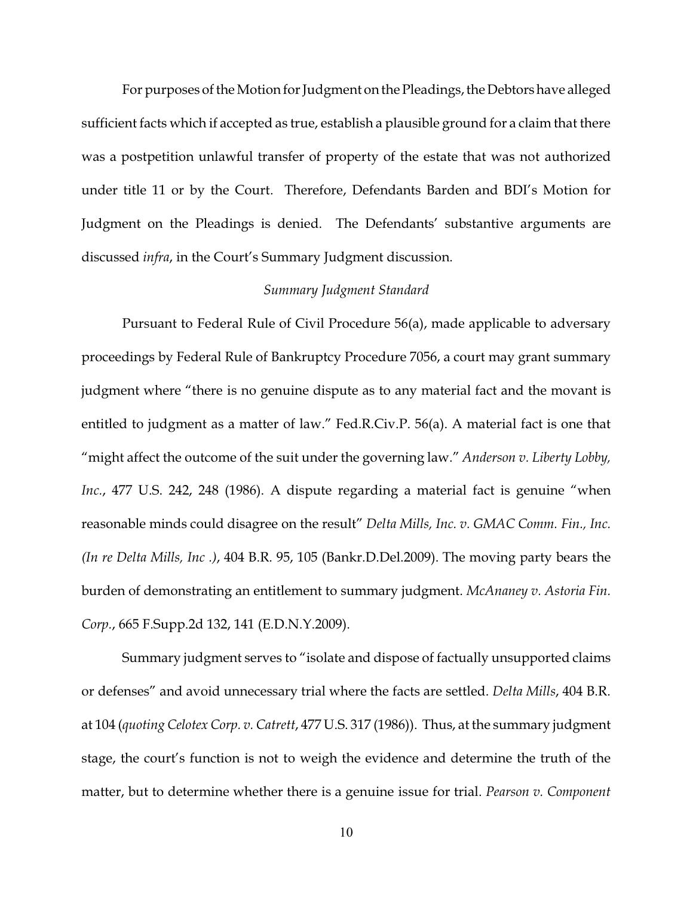For purposes of the Motion for Judgment on the Pleadings, the Debtors have alleged sufficient facts which if accepted as true, establish a plausible ground for a claim that there was a postpetition unlawful transfer of property of the estate that was not authorized under title 11 or by the Court. Therefore, Defendants Barden and BDI's Motion for Judgment on the Pleadings is denied. The Defendants' substantive arguments are discussed *infra*, in the Court's Summary Judgment discussion.

*Summary Judgment Standard*

Pursuant to Federal Rule of Civil Procedure 56(a), made applicable to adversary proceedings by Federal Rule of Bankruptcy Procedure 7056, a court may grant summary judgment where "there is no genuine dispute as to any material fact and the movant is entitled to judgment as a matter of law." Fed.R.Civ.P. 56(a). A material fact is one that "might affect the outcome of the suit under the governing law." *Anderson v. Liberty Lobby, Inc.*, 477 U.S. 242, 248 (1986). A dispute regarding a material fact is genuine "when reasonable minds could disagree on the result" *Delta Mills, Inc. v. GMAC Comm. Fin., Inc. (In re Delta Mills, Inc .)*, 404 B.R. 95, 105 (Bankr.D.Del.2009). The moving party bears the burden of demonstrating an entitlement to summary judgment. *McAnaney v. Astoria Fin. Corp.*, 665 F.Supp.2d 132, 141 (E.D.N.Y.2009).

Summary judgment serves to "isolate and dispose of factually unsupported claims or defenses" and avoid unnecessary trial where the facts are settled. *Delta Mills*, 404 B.R. at 104 (*quoting Celotex Corp. v. Catrett*, 477 U.S. 317 (1986)). Thus, at the summary judgment stage, the court's function is not to weigh the evidence and determine the truth of the matter, but to determine whether there is a genuine issue for trial. *Pearson v. Component*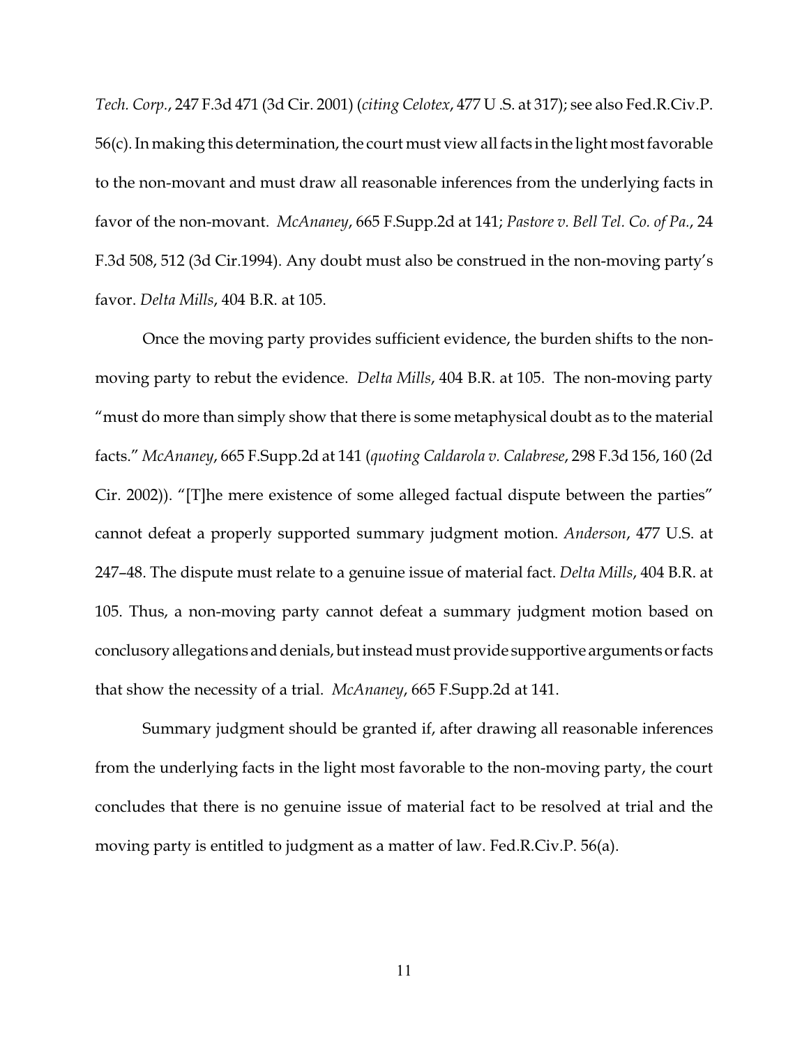*Tech. Corp.*, 247 F.3d 471 (3d Cir. 2001) (*citing Celotex*, 477 U .S. at 317); see also Fed.R.Civ.P. 56(c). In making this determination, the court must view all facts in the light most favorable to the non-movant and must draw all reasonable inferences from the underlying facts in favor of the non-movant. *McAnaney*, 665 F.Supp.2d at 141; *Pastore v. Bell Tel. Co. of Pa.*, 24 F.3d 508, 512 (3d Cir.1994). Any doubt must also be construed in the non-moving party's favor. *Delta Mills*, 404 B.R. at 105.

Once the moving party provides sufficient evidence, the burden shifts to the non-moving party to rebut the evidence. *Delta Mills*, 404 B.R. at 105. The non-moving party "must do more than simply show that there is some metaphysical doubt as to the material facts." *McAnaney*, 665 F.Supp.2d at 141 (*quoting Caldarola v. Calabrese*, 298 F.3d 156, 160 (2d Cir. 2002)). "[T]he mere existence of some alleged factual dispute between the parties" cannot defeat a properly supported summary judgment motion. *Anderson*, 477 U.S. at 247–48. The dispute must relate to a genuine issue of material fact. *Delta Mills*, 404 B.R. at 105. Thus, a non-moving party cannot defeat a summary judgment motion based on conclusory allegations and denials, but instead must provide supportive arguments or facts that show the necessity of a trial. *McAnaney*, 665 F.Supp.2d at 141.

Summary judgment should be granted if, after drawing all reasonable inferences from the underlying facts in the light most favorable to the non-moving party, the court concludes that there is no genuine issue of material fact to be resolved at trial and the moving party is entitled to judgment as a matter of law. Fed.R.Civ.P. 56(a).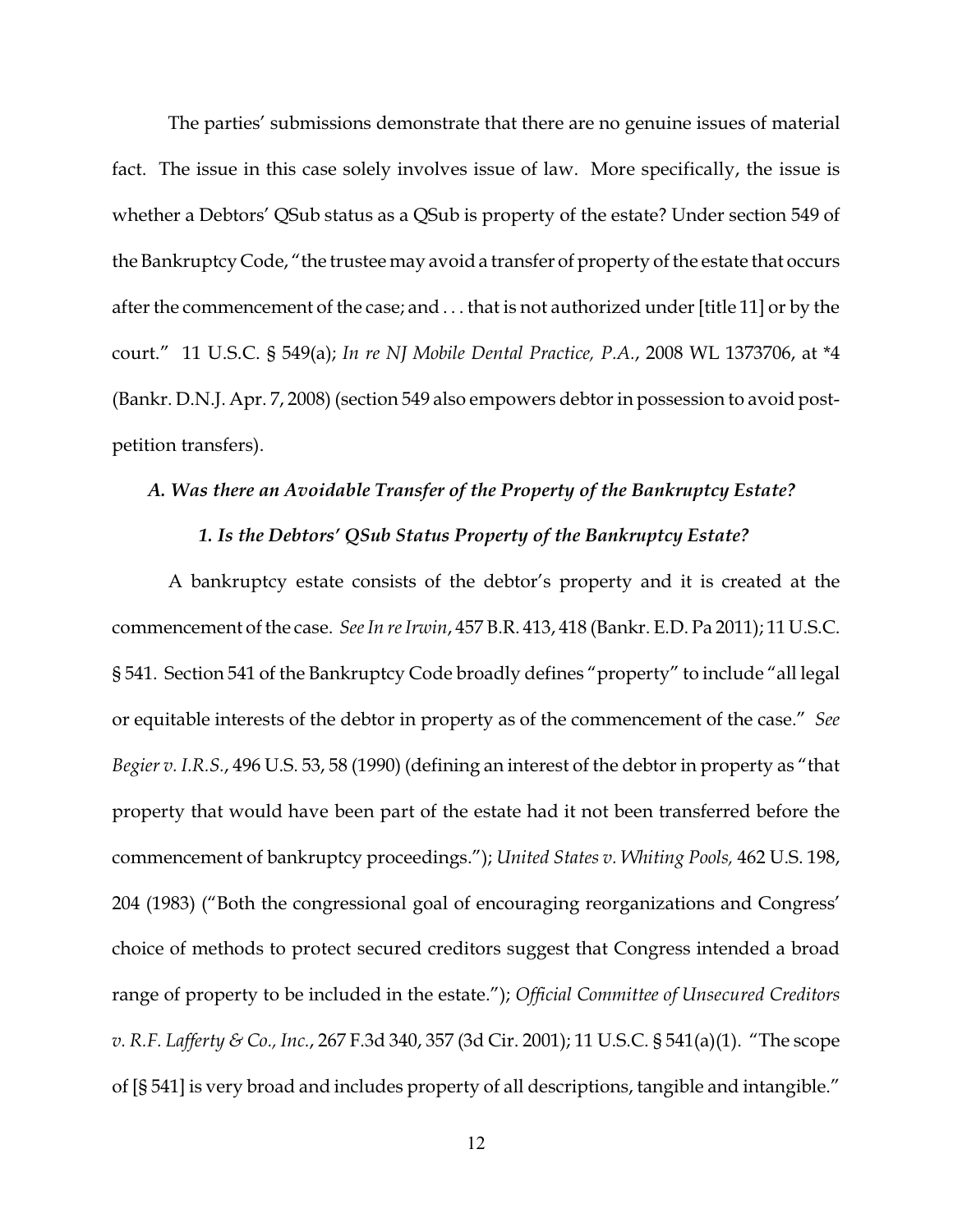The parties' submissions demonstrate that there are no genuine issues of material fact. The issue in this case solely involves issue of law. More specifically, the issue is whether a Debtors' QSub status as a QSub is property of the estate? Under section 549 of the Bankruptcy Code, "the trustee may avoid a transfer of property of the estate that occurs after the commencement of the case; and . . . that is not authorized under [title 11] or by the court." 11 U.S.C. § 549(a); *In re NJ Mobile Dental Practice, P.A.*, 2008 WL 1373706, at *4 (Bankr. D.N.J. Apr. 7, 2008) (section 549 also empowers debtor in possession to avoid post-petition transfers).

### *A. Was there an Avoidable Transfer of the Property of the Bankruptcy Estate?*

#### *1. Is the Debtors' QSub Status Property of the Bankruptcy Estate?*

A bankruptcy estate consists of the debtor's property and it is created at the commencement of the case. *See In re Irwin*, 457 B.R. 413, 418 (Bankr. E.D. Pa 2011); 11 U.S.C. § 541. Section 541 of the Bankruptcy Code broadly defines "property" to include "all legal or equitable interests of the debtor in property as of the commencement of the case." *See Begier v. I.R.S.*, 496 U.S. 53, 58 (1990) (defining an interest of the debtor in property as "that property that would have been part of the estate had it not been transferred before the commencement of bankruptcy proceedings."); *United States v. Whiting Pools,* 462 U.S. 198, 204 (1983) ("Both the congressional goal of encouraging reorganizations and Congress' choice of methods to protect secured creditors suggest that Congress intended a broad range of property to be included in the estate."); *Official Committee of Unsecured Creditors v. R.F. Lafferty & Co., Inc.*, 267 F.3d 340, 357 (3d Cir. 2001); 11 U.S.C. § 541(a)(1). "The scope of [§ 541] is very broad and includes property of all descriptions, tangible and intangible."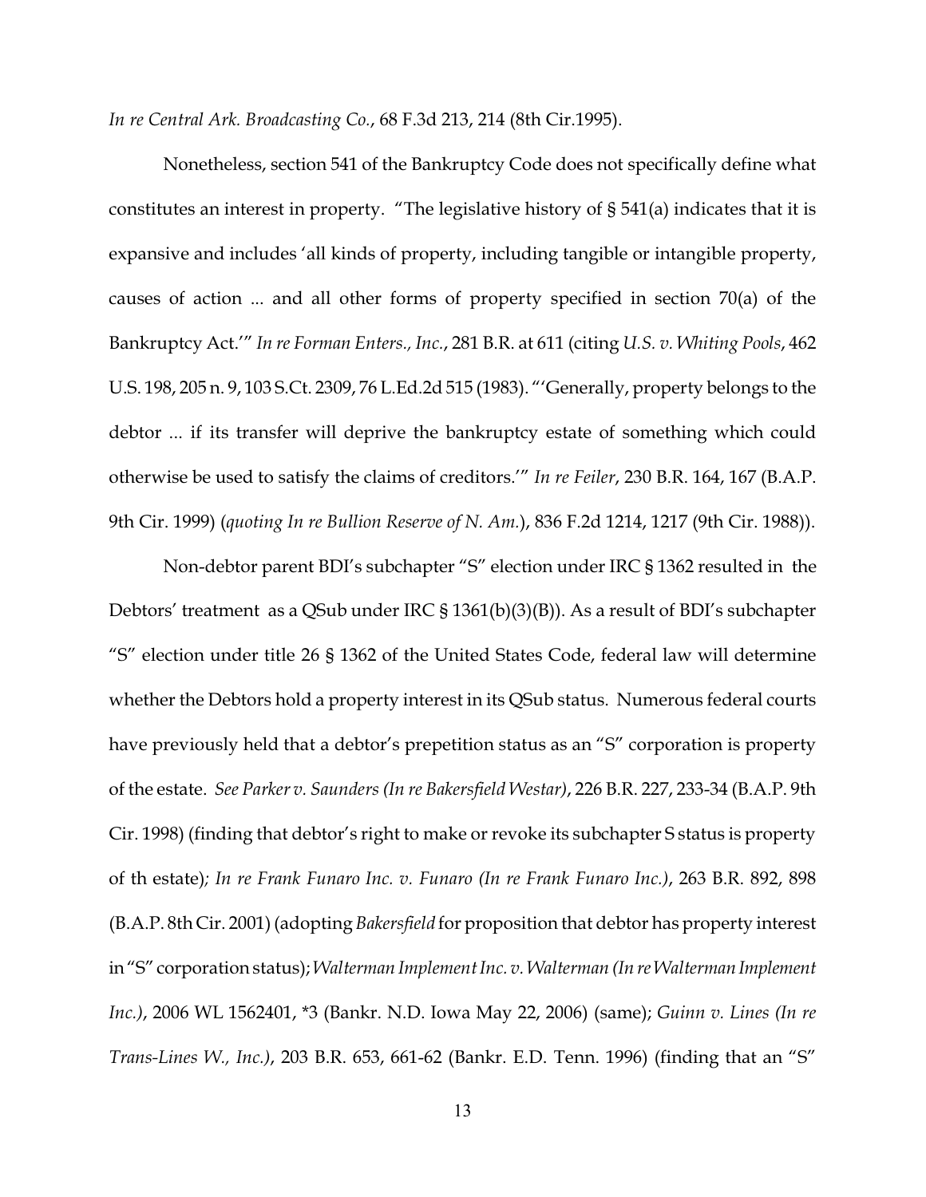*In re Central Ark. Broadcasting Co.*, 68 F.3d 213, 214 (8th Cir.1995).

Nonetheless, section 541 of the Bankruptcy Code does not specifically define what constitutes an interest in property. "The legislative history of § 541(a) indicates that it is expansive and includes 'all kinds of property, including tangible or intangible property, causes of action ... and all other forms of property specified in section 70(a) of the Bankruptcy Act.'" *In re Forman Enters., Inc.*, 281 B.R. at 611 (citing *U.S. v. Whiting Pools*, 462 U.S. 198, 205 n. 9, 103 S.Ct. 2309, 76 L.Ed.2d 515 (1983). "'Generally, property belongs to the debtor ... if its transfer will deprive the bankruptcy estate of something which could otherwise be used to satisfy the claims of creditors.'" *In re Feiler*, 230 B.R. 164, 167 (B.A.P. 9th Cir. 1999) (*quoting In re Bullion Reserve of N. Am.*), 836 F.2d 1214, 1217 (9th Cir. 1988)).

Non-debtor parent BDI's subchapter "S" election under IRC § 1362 resulted in the Debtors' treatment as a QSub under IRC § 1361(b)(3)(B)). As a result of BDI's subchapter "S" election under title 26 § 1362 of the United States Code, federal law will determine whether the Debtors hold a property interest in its QSub status. Numerous federal courts have previously held that a debtor's prepetition status as an "S" corporation is property of the estate. *See Parker v. Saunders (In re Bakersfield Westar)*, 226 B.R. 227, 233-34 (B.A.P. 9th Cir. 1998) (finding that debtor's right to make or revoke its subchapter S status is property of th estate)*; In re Frank Funaro Inc. v. Funaro (In re Frank Funaro Inc.)*, 263 B.R. 892, 898 (B.A.P. 8th Cir. 2001) (adopting *Bakersfield* for proposition that debtor has property interest in "S" corporation status); *Walterman Implement Inc. v. Walterman (In re Walterman Implement Inc.)*, 2006 WL 1562401, *3 (Bankr. N.D. Iowa May 22, 2006) (same); *Guinn v. Lines (In re Trans-Lines W., Inc.)*, 203 B.R. 653, 661-62 (Bankr. E.D. Tenn. 1996) (finding that an "S"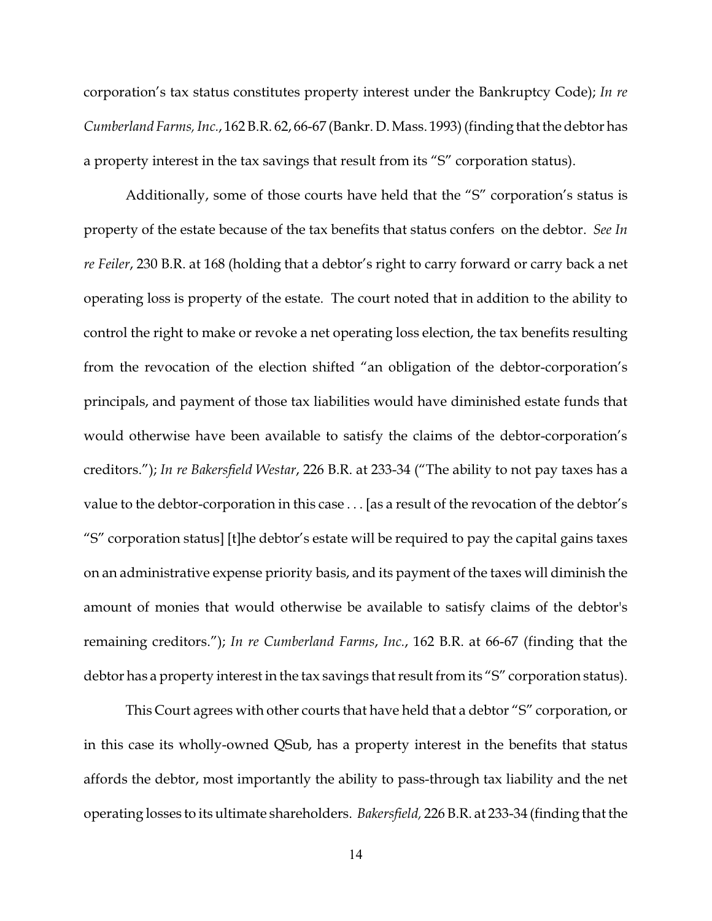corporation's tax status constitutes property interest under the Bankruptcy Code); *In re Cumberland Farms, Inc.*, 162 B.R. 62, 66-67 (Bankr. D. Mass. 1993) (finding that the debtor has a property interest in the tax savings that result from its "S" corporation status).

Additionally, some of those courts have held that the "S" corporation's status is property of the estate because of the tax benefits that status confers on the debtor. *See In re Feiler*, 230 B.R. at 168 (holding that a debtor's right to carry forward or carry back a net operating loss is property of the estate. The court noted that in addition to the ability to control the right to make or revoke a net operating loss election, the tax benefits resulting from the revocation of the election shifted "an obligation of the debtor-corporation's principals, and payment of those tax liabilities would have diminished estate funds that would otherwise have been available to satisfy the claims of the debtor-corporation's creditors."); *In re Bakersfield Westar*, 226 B.R. at 233-34 ("The ability to not pay taxes has a value to the debtor-corporation in this case . . . [as a result of the revocation of the debtor's "S" corporation status] [t]he debtor's estate will be required to pay the capital gains taxes on an administrative expense priority basis, and its payment of the taxes will diminish the amount of monies that would otherwise be available to satisfy claims of the debtor's remaining creditors."); *In re Cumberland Farms, Inc.*, 162 B.R. at 66-67 (finding that the debtor has a property interest in the tax savings that result from its "S" corporation status).

This Court agrees with other courts that have held that a debtor "S" corporation, or in this case its wholly-owned QSub, has a property interest in the benefits that status affords the debtor, most importantly the ability to pass-through tax liability and the net operating losses to its ultimate shareholders. *Bakersfield,* 226 B.R. at 233-34 (finding that the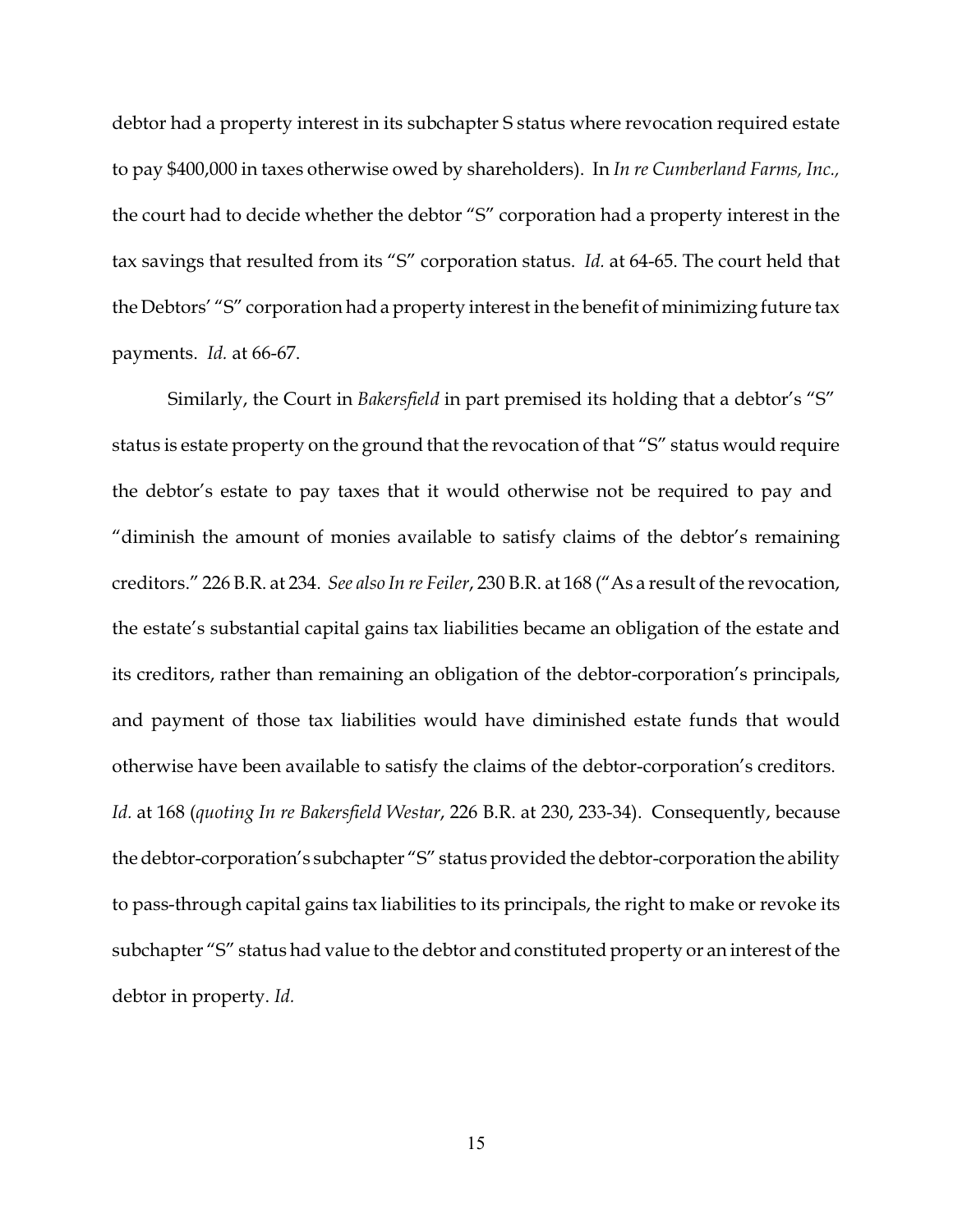debtor had a property interest in its subchapter S status where revocation required estate to pay $400,000 in taxes otherwise owed by shareholders). In *In re Cumberland Farms, Inc.,* the court had to decide whether the debtor "S" corporation had a property interest in the tax savings that resulted from its "S" corporation status. *Id.* at 64-65. The court held that the Debtors' "S" corporation had a property interest in the benefit of minimizing future tax payments. *Id.* at 66-67.

Similarly, the Court in *Bakersfield* in part premised its holding that a debtor's "S" status is estate property on the ground that the revocation of that "S" status would require the debtor's estate to pay taxes that it would otherwise not be required to pay and "diminish the amount of monies available to satisfy claims of the debtor's remaining creditors." 226 B.R. at 234. *See also In re Feiler*, 230 B.R. at 168 ("As a result of the revocation, the estate's substantial capital gains tax liabilities became an obligation of the estate and its creditors, rather than remaining an obligation of the debtor-corporation's principals, and payment of those tax liabilities would have diminished estate funds that would otherwise have been available to satisfy the claims of the debtor-corporation's creditors. *Id.* at 168 (*quoting In re Bakersfield Westar*, 226 B.R. at 230, 233-34). Consequently, because the debtor-corporation's subchapter "S" status provided the debtor-corporation the ability to pass-through capital gains tax liabilities to its principals, the right to make or revoke its subchapter "S" status had value to the debtor and constituted property or an interest of the debtor in property. *Id.*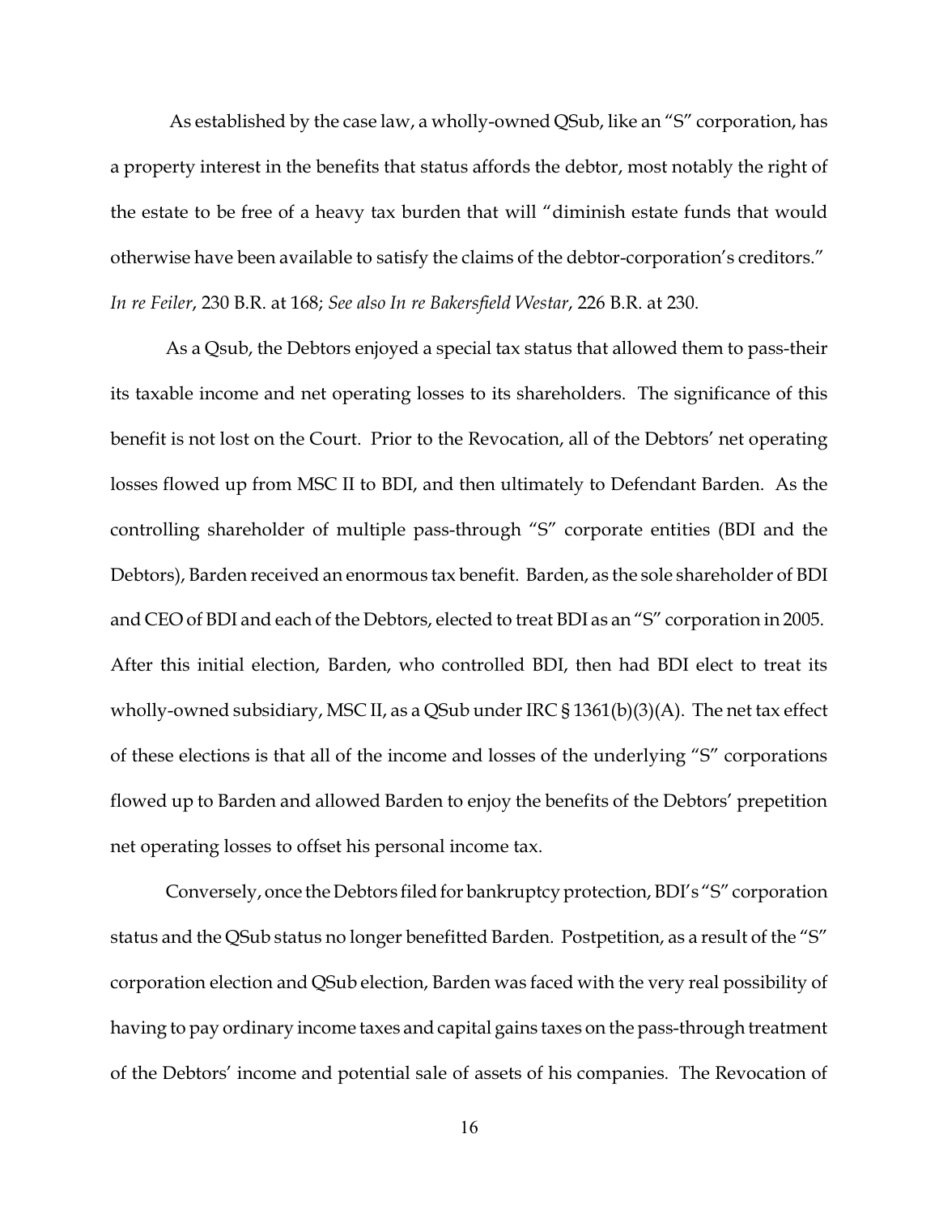As established by the case law, a wholly-owned QSub, like an "S" corporation, has a property interest in the benefits that status affords the debtor, most notably the right of the estate to be free of a heavy tax burden that will "diminish estate funds that would otherwise have been available to satisfy the claims of the debtor-corporation's creditors." *In re Feiler*, 230 B.R. at 168; *See also In re Bakersfield Westar*, 226 B.R. at 230.

As a Qsub, the Debtors enjoyed a special tax status that allowed them to pass-their its taxable income and net operating losses to its shareholders. The significance of this benefit is not lost on the Court. Prior to the Revocation, all of the Debtors' net operating losses flowed up from MSC II to BDI, and then ultimately to Defendant Barden. As the controlling shareholder of multiple pass-through "S" corporate entities (BDI and the Debtors), Barden received an enormous tax benefit. Barden, as the sole shareholder of BDI and CEO of BDI and each of the Debtors, elected to treat BDI as an "S" corporation in 2005. After this initial election, Barden, who controlled BDI, then had BDI elect to treat its wholly-owned subsidiary, MSC II, as a QSub under IRC § 1361(b)(3)(A). The net tax effect of these elections is that all of the income and losses of the underlying "S" corporations flowed up to Barden and allowed Barden to enjoy the benefits of the Debtors' prepetition net operating losses to offset his personal income tax.

Conversely, once the Debtors filed for bankruptcy protection, BDI's "S" corporation status and the QSub status no longer benefitted Barden. Postpetition, as a result of the "S" corporation election and QSub election, Barden was faced with the very real possibility of having to pay ordinary income taxes and capital gains taxes on the pass-through treatment of the Debtors' income and potential sale of assets of his companies. The Revocation of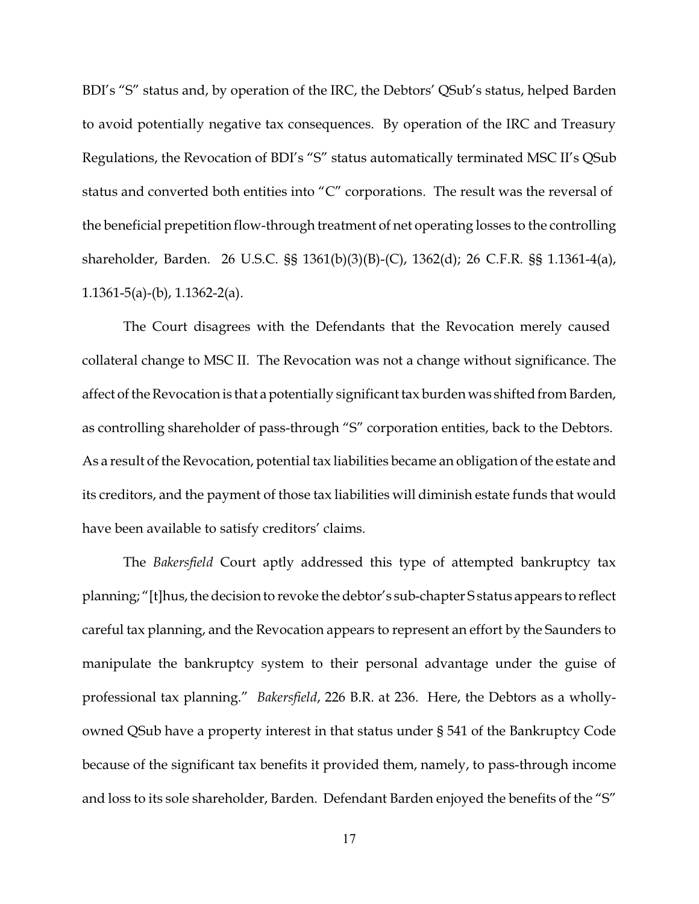BDI's "S" status and, by operation of the IRC, the Debtors' QSub's status, helped Barden to avoid potentially negative tax consequences. By operation of the IRC and Treasury Regulations, the Revocation of BDI's "S" status automatically terminated MSC II's QSub status and converted both entities into "C" corporations. The result was the reversal of the beneficial prepetition flow-through treatment of net operating losses to the controlling shareholder, Barden. 26 U.S.C. §§ 1361(b)(3)(B)-(C), 1362(d); 26 C.F.R. §§ 1.1361-4(a), 1.1361-5(a)-(b), 1.1362-2(a).

The Court disagrees with the Defendants that the Revocation merely caused collateral change to MSC II. The Revocation was not a change without significance. The affect of the Revocation is that a potentially significant tax burden was shifted from Barden, as controlling shareholder of pass-through "S" corporation entities, back to the Debtors. As a result of the Revocation, potential tax liabilities became an obligation of the estate and its creditors, and the payment of those tax liabilities will diminish estate funds that would have been available to satisfy creditors' claims.

The *Bakersfield* Court aptly addressed this type of attempted bankruptcy tax planning; "[t]hus, the decision to revoke the debtor's sub-chapter S status appears to reflect careful tax planning, and the Revocation appears to represent an effort by the Saunders to manipulate the bankruptcy system to their personal advantage under the guise of professional tax planning." *Bakersfield*, 226 B.R. at 236. Here, the Debtors as a wholly-owned QSub have a property interest in that status under § 541 of the Bankruptcy Code because of the significant tax benefits it provided them, namely, to pass-through income and loss to its sole shareholder, Barden. Defendant Barden enjoyed the benefits of the "S"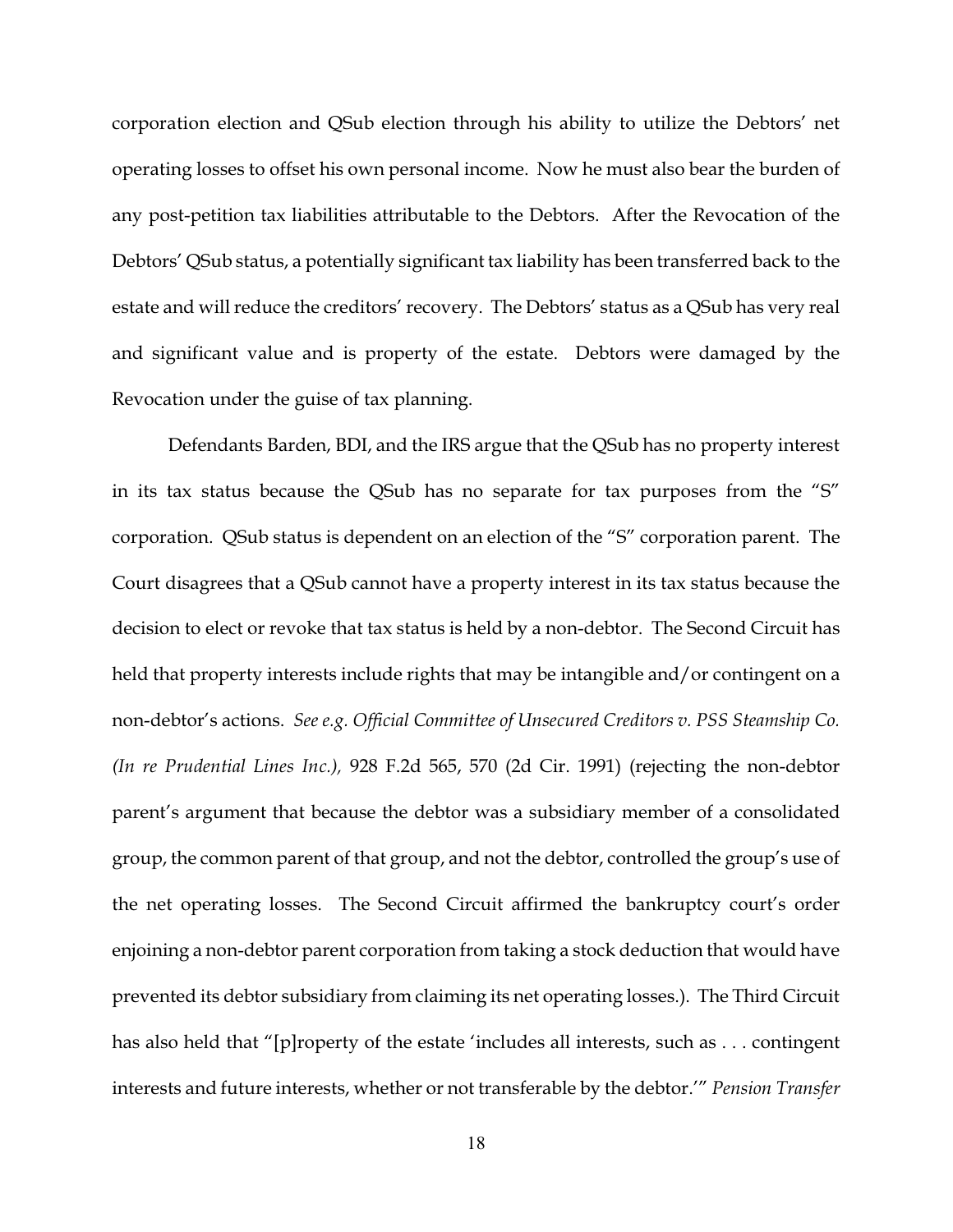corporation election and QSub election through his ability to utilize the Debtors' net operating losses to offset his own personal income. Now he must also bear the burden of any post-petition tax liabilities attributable to the Debtors. After the Revocation of the Debtors' QSub status, a potentially significant tax liability has been transferred back to the estate and will reduce the creditors' recovery. The Debtors' status as a QSub has very real and significant value and is property of the estate. Debtors were damaged by the Revocation under the guise of tax planning.

Defendants Barden, BDI, and the IRS argue that the QSub has no property interest in its tax status because the QSub has no separate for tax purposes from the "S" corporation. QSub status is dependent on an election of the "S" corporation parent. The Court disagrees that a QSub cannot have a property interest in its tax status because the decision to elect or revoke that tax status is held by a non-debtor. The Second Circuit has held that property interests include rights that may be intangible and/or contingent on a non-debtor's actions. *See e.g. Official Committee of Unsecured Creditors v. PSS Steamship Co. (In re Prudential Lines Inc.),* 928 F.2d 565, 570 (2d Cir. 1991) (rejecting the non-debtor parent's argument that because the debtor was a subsidiary member of a consolidated group, the common parent of that group, and not the debtor, controlled the group's use of the net operating losses. The Second Circuit affirmed the bankruptcy court's order enjoining a non-debtor parent corporation from taking a stock deduction that would have prevented its debtor subsidiary from claiming its net operating losses.). The Third Circuit has also held that "[p]roperty of the estate 'includes all interests, such as . . . contingent interests and future interests, whether or not transferable by the debtor.'" *Pension Transfer*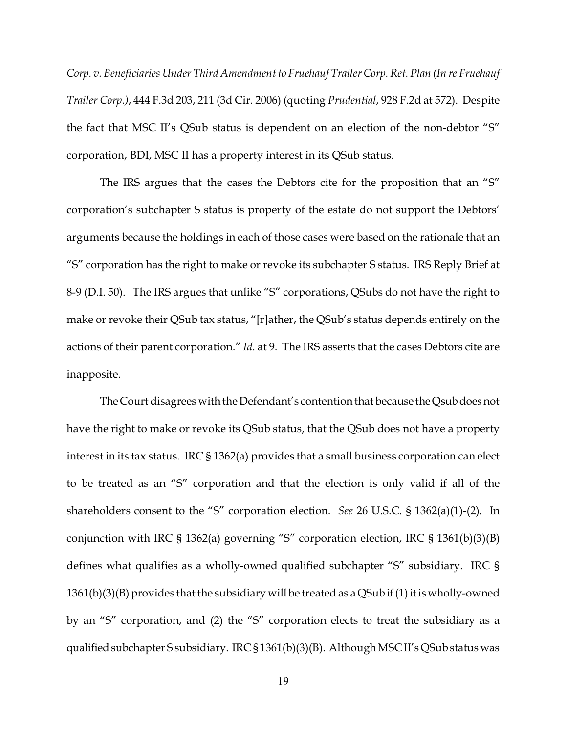*Corp. v. Beneficiaries Under Third Amendment to Fruehauf Trailer Corp. Ret. Plan (In re Fruehauf Trailer Corp.)*, 444 F.3d 203, 211 (3d Cir. 2006) (quoting *Prudential*, 928 F.2d at 572). Despite the fact that MSC II's QSub status is dependent on an election of the non-debtor "S" corporation, BDI, MSC II has a property interest in its QSub status.

The IRS argues that the cases the Debtors cite for the proposition that an "S" corporation's subchapter S status is property of the estate do not support the Debtors' arguments because the holdings in each of those cases were based on the rationale that an "S" corporation has the right to make or revoke its subchapter S status. IRS Reply Brief at 8-9 (D.I. 50). The IRS argues that unlike "S" corporations, QSubs do not have the right to make or revoke their QSub tax status, "[r]ather, the QSub's status depends entirely on the actions of their parent corporation." *Id.* at 9. The IRS asserts that the cases Debtors cite are inapposite.

The Court disagrees with the Defendant's contention that because the Qsub does not have the right to make or revoke its QSub status, that the QSub does not have a property interest in its tax status. IRC § 1362(a) provides that a small business corporation can elect to be treated as an "S" corporation and that the election is only valid if all of the shareholders consent to the "S" corporation election. *See* 26 U.S.C. § 1362(a)(1)-(2). In conjunction with IRC § 1362(a) governing "S" corporation election, IRC § 1361(b)(3)(B) defines what qualifies as a wholly-owned qualified subchapter "S" subsidiary. IRC § 1361(b)(3)(B) provides that the subsidiary will be treated as a QSub if (1) it is wholly-owned by an "S" corporation, and (2) the "S" corporation elects to treat the subsidiary as a qualified subchapter S subsidiary. IRC § 1361(b)(3)(B). Although MSC II's QSub status was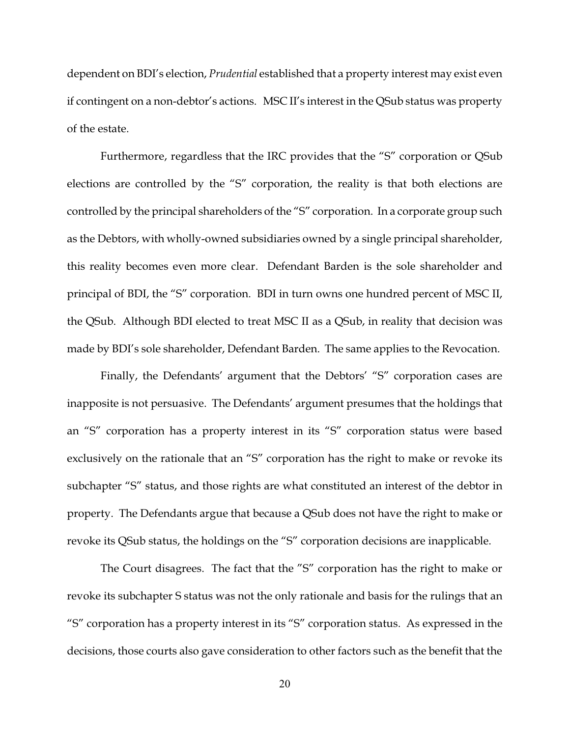dependent on BDI's election, *Prudential* established that a property interest may exist even if contingent on a non-debtor's actions. MSC II's interest in the QSub status was property of the estate.

Furthermore, regardless that the IRC provides that the "S" corporation or QSub elections are controlled by the "S" corporation, the reality is that both elections are controlled by the principal shareholders of the "S" corporation. In a corporate group such as the Debtors, with wholly-owned subsidiaries owned by a single principal shareholder, this reality becomes even more clear. Defendant Barden is the sole shareholder and principal of BDI, the "S" corporation. BDI in turn owns one hundred percent of MSC II, the QSub. Although BDI elected to treat MSC II as a QSub, in reality that decision was made by BDI's sole shareholder, Defendant Barden. The same applies to the Revocation.

Finally, the Defendants' argument that the Debtors' "S" corporation cases are inapposite is not persuasive. The Defendants' argument presumes that the holdings that an "S" corporation has a property interest in its "S" corporation status were based exclusively on the rationale that an "S" corporation has the right to make or revoke its subchapter "S" status, and those rights are what constituted an interest of the debtor in property. The Defendants argue that because a QSub does not have the right to make or revoke its QSub status, the holdings on the "S" corporation decisions are inapplicable.

The Court disagrees. The fact that the "S" corporation has the right to make or revoke its subchapter S status was not the only rationale and basis for the rulings that an "S" corporation has a property interest in its "S" corporation status. As expressed in the decisions, those courts also gave consideration to other factors such as the benefit that the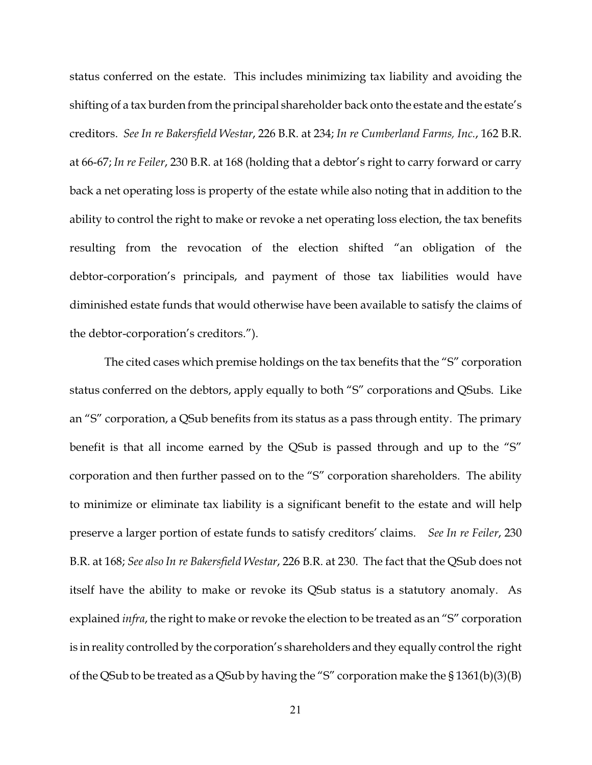status conferred on the estate. This includes minimizing tax liability and avoiding the shifting of a tax burden from the principal shareholder back onto the estate and the estate's creditors. *See In re Bakersfield Westar*, 226 B.R. at 234; *In re Cumberland Farms, Inc.*, 162 B.R. at 66-67; *In re Feiler*, 230 B.R. at 168 (holding that a debtor's right to carry forward or carry back a net operating loss is property of the estate while also noting that in addition to the ability to control the right to make or revoke a net operating loss election, the tax benefits resulting from the revocation of the election shifted "an obligation of the debtor-corporation's principals, and payment of those tax liabilities would have diminished estate funds that would otherwise have been available to satisfy the claims of the debtor-corporation's creditors.").

The cited cases which premise holdings on the tax benefits that the "S" corporation status conferred on the debtors, apply equally to both "S" corporations and QSubs. Like an "S" corporation, a QSub benefits from its status as a pass through entity. The primary benefit is that all income earned by the QSub is passed through and up to the "S" corporation and then further passed on to the "S" corporation shareholders. The ability to minimize or eliminate tax liability is a significant benefit to the estate and will help preserve a larger portion of estate funds to satisfy creditors' claims. *See In re Feiler*, 230 B.R. at 168; *See also In re Bakersfield Westar*, 226 B.R. at 230. The fact that the QSub does not itself have the ability to make or revoke its QSub status is a statutory anomaly. As explained *infra*, the right to make or revoke the election to be treated as an "S" corporation is in reality controlled by the corporation's shareholders and they equally control the right of the QSub to be treated as a QSub by having the "S" corporation make the § 1361(b)(3)(B)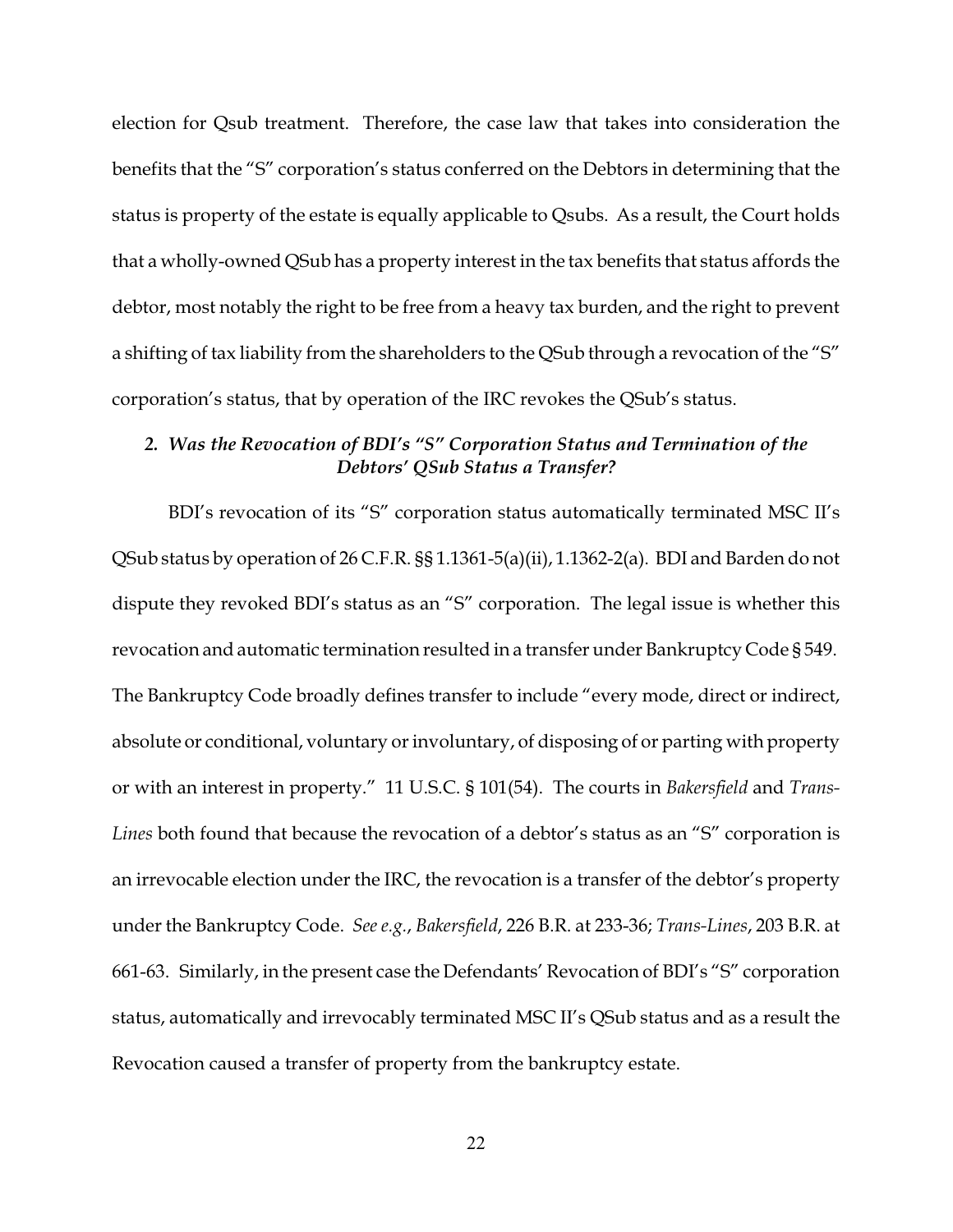election for Qsub treatment. Therefore, the case law that takes into consideration the benefits that the "S" corporation's status conferred on the Debtors in determining that the status is property of the estate is equally applicable to Qsubs. As a result, the Court holds that a wholly-owned QSub has a property interest in the tax benefits that status affords the debtor, most notably the right to be free from a heavy tax burden, and the right to prevent a shifting of tax liability from the shareholders to the QSub through a revocation of the "S" corporation's status, that by operation of the IRC revokes the QSub's status.

### *2. Was the Revocation of BDI's "S" Corporation Status and Termination of the Debtors' QSub Status a Transfer?*

BDI's revocation of its "S" corporation status automatically terminated MSC II's QSub status by operation of 26 C.F.R. §§ 1.1361-5(a)(ii), 1.1362-2(a). BDI and Barden do not dispute they revoked BDI's status as an "S" corporation. The legal issue is whether this revocation and automatic termination resulted in a transfer under Bankruptcy Code § 549. The Bankruptcy Code broadly defines transfer to include "every mode, direct or indirect, absolute or conditional, voluntary or involuntary, of disposing of or parting with property or with an interest in property." 11 U.S.C. § 101(54). The courts in *Bakersfield* and *Trans-Lines* both found that because the revocation of a debtor's status as an "S" corporation is an irrevocable election under the IRC, the revocation is a transfer of the debtor's property under the Bankruptcy Code. *See e.g.*, *Bakersfield*, 226 B.R. at 233-36; *Trans-Lines*, 203 B.R. at 661-63. Similarly, in the present case the Defendants' Revocation of BDI's "S" corporation status, automatically and irrevocably terminated MSC II's QSub status and as a result the Revocation caused a transfer of property from the bankruptcy estate.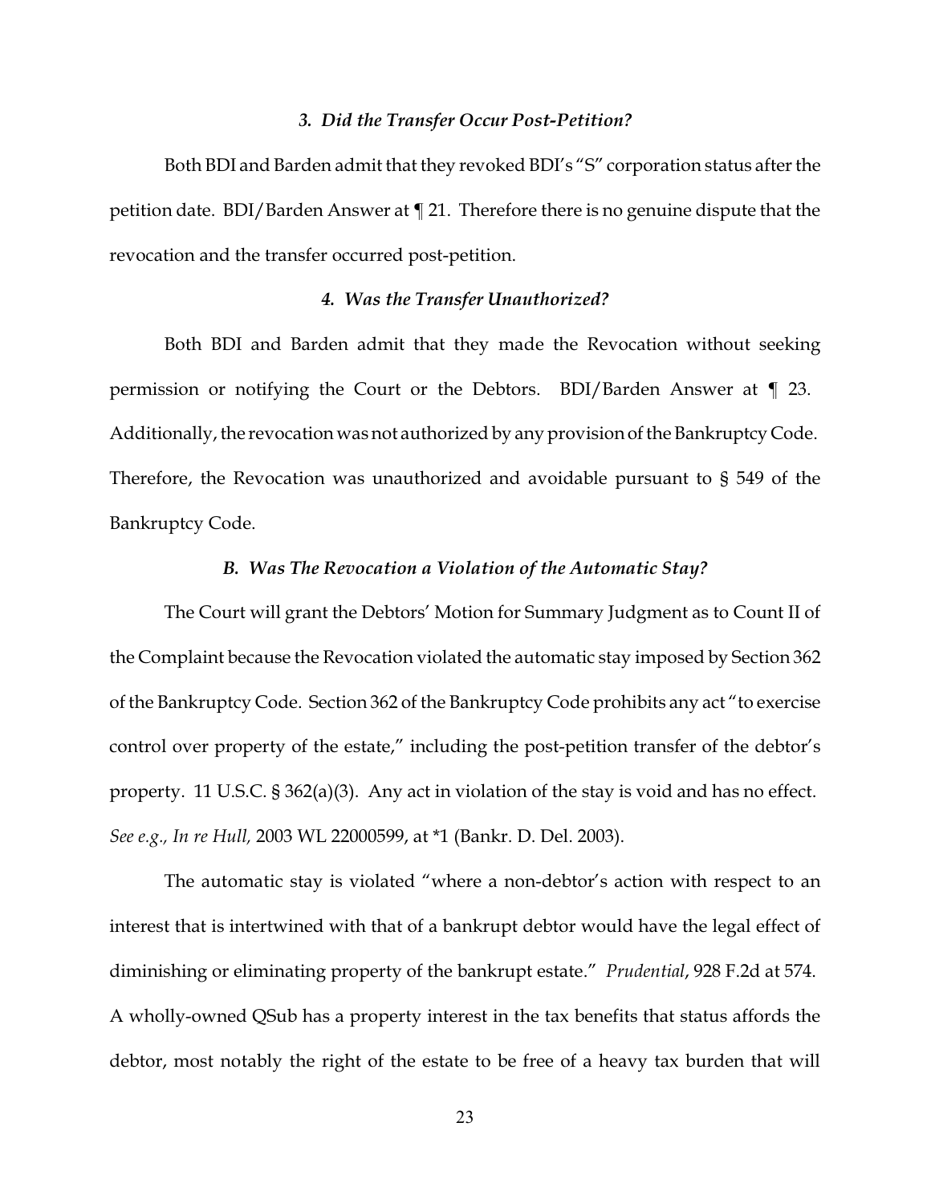### *3. Did the Transfer Occur Post-Petition?*

Both BDI and Barden admit that they revoked BDI's "S" corporation status after the petition date. BDI/Barden Answer at ¶ 21. Therefore there is no genuine dispute that the revocation and the transfer occurred post-petition.

### *4. Was the Transfer Unauthorized?*

Both BDI and Barden admit that they made the Revocation without seeking permission or notifying the Court or the Debtors. BDI/Barden Answer at ¶ 23. Additionally, the revocation was not authorized by any provision of the Bankruptcy Code. Therefore, the Revocation was unauthorized and avoidable pursuant to § 549 of the Bankruptcy Code.

## *B. Was The Revocation a Violation of the Automatic Stay?*

The Court will grant the Debtors' Motion for Summary Judgment as to Count II of the Complaint because the Revocation violated the automatic stay imposed by Section 362 of the Bankruptcy Code. Section 362 of the Bankruptcy Code prohibits any act "to exercise control over property of the estate," including the post-petition transfer of the debtor's property. 11 U.S.C. § 362(a)(3). Any act in violation of the stay is void and has no effect. *See e.g., In re Hull,* 2003 WL 22000599, at *1 (Bankr. D. Del. 2003).

The automatic stay is violated "where a non-debtor's action with respect to an interest that is intertwined with that of a bankrupt debtor would have the legal effect of diminishing or eliminating property of the bankrupt estate." *Prudential*, 928 F.2d at 574. A wholly-owned QSub has a property interest in the tax benefits that status affords the debtor, most notably the right of the estate to be free of a heavy tax burden that will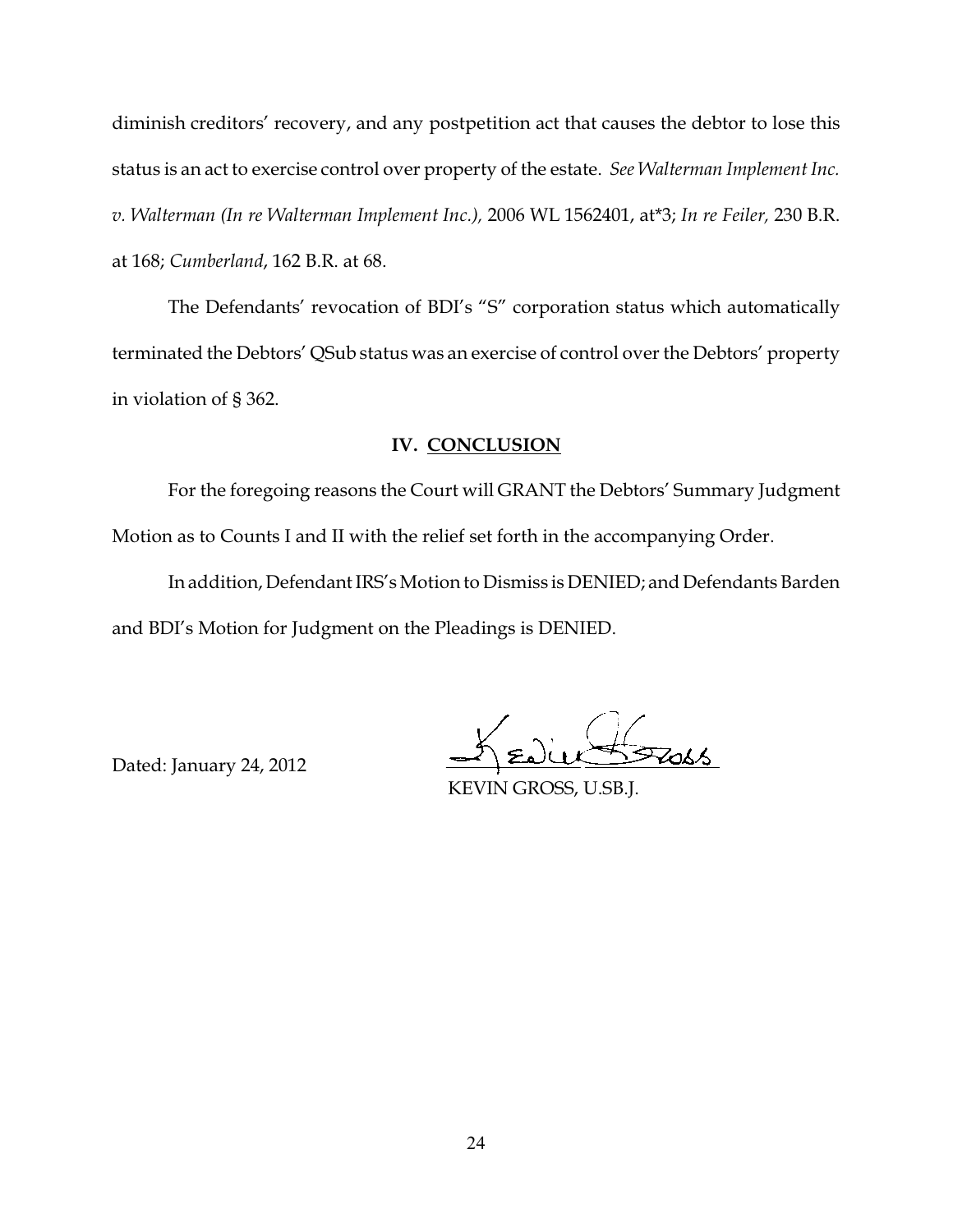diminish creditors' recovery, and any postpetition act that causes the debtor to lose this status is an act to exercise control over property of the estate. *See Walterman Implement Inc. v. Walterman (In re Walterman Implement Inc.),* 2006 WL 1562401, at*3; *In re Feiler,* 230 B.R. at 168; *Cumberland*, 162 B.R. at 68.

The Defendants' revocation of BDI's "S" corporation status which automatically terminated the Debtors' QSub status was an exercise of control over the Debtors' property in violation of § 362.

## IV. CONCLUSION

For the foregoing reasons the Court will GRANT the Debtors' Summary Judgment Motion as to Counts I and II with the relief set forth in the accompanying Order.

In addition, Defendant IRS's Motion to Dismiss is DENIED; and Defendants Barden and BDI's Motion for Judgment on the Pleadings is DENIED.

Dated: January 24, 2012

KEVIN GROSS, U.SB.J.